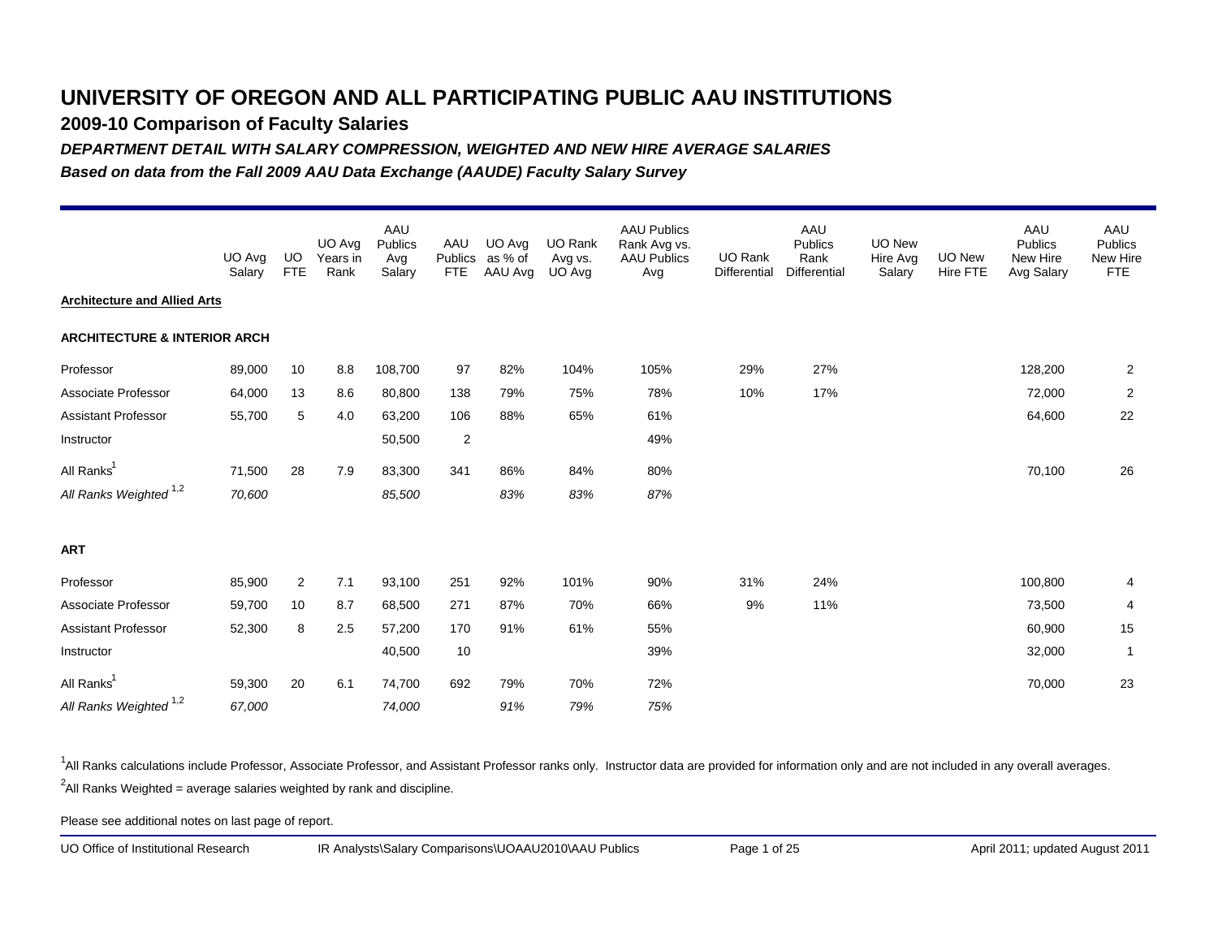# UNIVERSITY OF OREGON AND ALL PARTICIPATING PUBLIC AAU INSTITUTIONS

## 2009-10 Comparison of Faculty Salaries

***DEPARTMENT DETAIL WITH SALARY COMPRESSION, WEIGHTED AND NEW HIRE AVERAGE SALARIES***

***Based on data from the Fall 2009 AAU Data Exchange (AAUDE) Faculty Salary Survey***

| | UO Avg Salary | UO FTE | UO Avg Years in Rank | AAU Publics Avg Salary | AAU Publics FTE | UO Avg as % of AAU Avg | UO Rank Avg vs. UO Avg | AAU Publics Rank Avg vs. AAU Publics Avg | UO Rank Differential | AAU Publics Rank Differential | UO New Hire Avg Salary | UO New Hire FTE | AAU Publics New Hire Avg Salary | AAU Publics New Hire FTE |
|---|---|---|---|---|---|---|---|---|---|---|---|---|---|---|
| **Architecture and Allied Arts** | | | | | | | | | | | | | | |
| **ARCHITECTURE & INTERIOR ARCH** | | | | | | | | | | | | | | |
| Professor | 89,000 | 10 | 8.8 | 108,700 | 97 | 82% | 104% | 105% | 29% | 27% | | | 128,200 | 2 |
| Associate Professor | 64,000 | 13 | 8.6 | 80,800 | 138 | 79% | 75% | 78% | 10% | 17% | | | 72,000 | 2 |
| Assistant Professor | 55,700 | 5 | 4.0 | 63,200 | 106 | 88% | 65% | 61% | | | | | 64,600 | 22 |
| Instructor | | | | 50,500 | 2 | | | 49% | | | | | | |
| All Ranks[1] | 71,500 | 28 | 7.9 | 83,300 | 341 | 86% | 84% | 80% | | | | | 70,100 | 26 |
| *All Ranks Weighted [1,2]* | *70,600* | | | *85,500* | | *83%* | *83%* | *87%* | | | | | | |
| **ART** | | | | | | | | | | | | | | |
| Professor | 85,900 | 2 | 7.1 | 93,100 | 251 | 92% | 101% | 90% | 31% | 24% | | | 100,800 | 4 |
| Associate Professor | 59,700 | 10 | 8.7 | 68,500 | 271 | 87% | 70% | 66% | 9% | 11% | | | 73,500 | 4 |
| Assistant Professor | 52,300 | 8 | 2.5 | 57,200 | 170 | 91% | 61% | 55% | | | | | 60,900 | 15 |
| Instructor | | | | 40,500 | 10 | | | 39% | | | | | 32,000 | 1 |
| All Ranks[1] | 59,300 | 20 | 6.1 | 74,700 | 692 | 79% | 70% | 72% | | | | | 70,000 | 23 |
| *All Ranks Weighted [1,2]* | *67,000* | | | *74,000* | | *91%* | *79%* | *75%* | | | | | | |

[1]All Ranks calculations include Professor, Associate Professor, and Assistant Professor ranks only. Instructor data are provided for information only and are not included in any overall averages.

[2]All Ranks Weighted = average salaries weighted by rank and discipline.

Please see additional notes on last page of report.

UO Office of Institutional Research IR Analysts\Salary Comparisons\UOAAU2010\AAU Publics April 2011; updated August 2011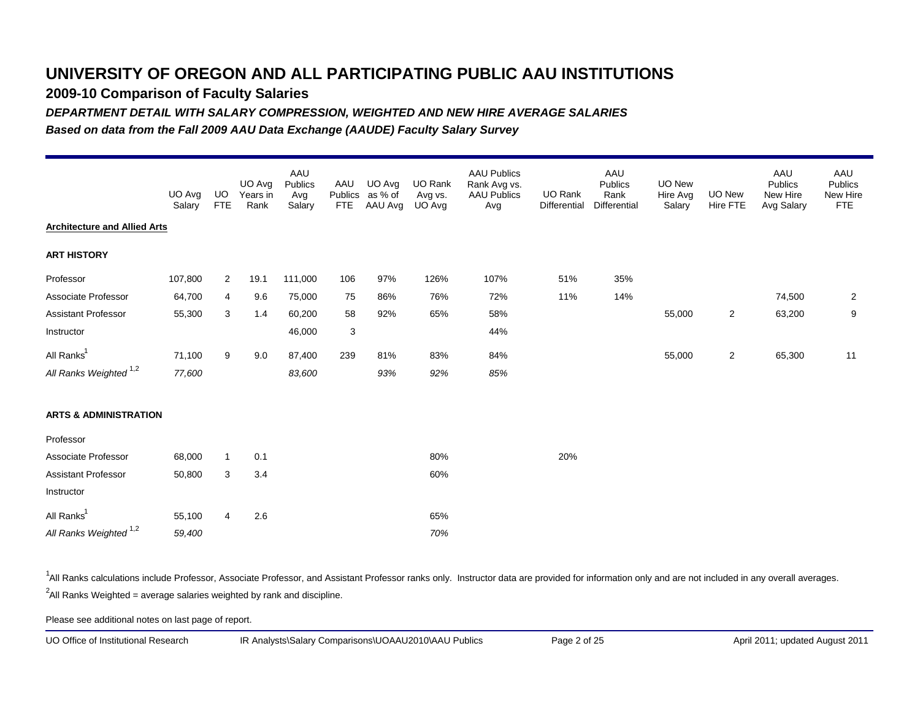# UNIVERSITY OF OREGON AND ALL PARTICIPATING PUBLIC AAU INSTITUTIONS

## 2009-10 Comparison of Faculty Salaries

### *DEPARTMENT DETAIL WITH SALARY COMPRESSION, WEIGHTED AND NEW HIRE AVERAGE SALARIES*

### *Based on data from the Fall 2009 AAU Data Exchange (AAUDE) Faculty Salary Survey*

| | UO Avg Salary | UO FTE | UO Avg Years in Rank | AAU Publics Avg Salary | AAU Publics FTE | UO Avg as % of AAU Avg | UO Rank Avg vs. UO Avg | AAU Publics Rank Avg vs. AAU Publics Avg | UO Rank Differential | AAU Publics Rank Differential | UO New Hire Avg Salary | UO New Hire FTE | AAU Publics New Hire Avg Salary | AAU Publics New Hire FTE |
|---|---|---|---|---|---|---|---|---|---|---|---|---|---|---|
| **Architecture and Allied Arts** | | | | | | | | | | | | | | |
| **ART HISTORY** | | | | | | | | | | | | | | |
| Professor | 107,800 | 2 | 19.1 | 111,000 | 106 | 97% | 126% | 107% | 51% | 35% | | | | |
| Associate Professor | 64,700 | 4 | 9.6 | 75,000 | 75 | 86% | 76% | 72% | 11% | 14% | | | 74,500 | 2 |
| Assistant Professor | 55,300 | 3 | 1.4 | 60,200 | 58 | 92% | 65% | 58% | | | 55,000 | 2 | 63,200 | 9 |
| Instructor | | | | 46,000 | 3 | | | 44% | | | | | | |
| All Ranks[1] | 71,100 | 9 | 9.0 | 87,400 | 239 | 81% | 83% | 84% | | | 55,000 | 2 | 65,300 | 11 |
| *All Ranks Weighted [1,2]* | *77,600* | | | *83,600* | | *93%* | *92%* | *85%* | | | | | | |
| **ARTS & ADMINISTRATION** | | | | | | | | | | | | | | |
| Professor | | | | | | | | | | | | | | |
| Associate Professor | 68,000 | 1 | 0.1 | | | | 80% | | 20% | | | | | |
| Assistant Professor | 50,800 | 3 | 3.4 | | | | 60% | | | | | | | |
| Instructor | | | | | | | | | | | | | | |
| All Ranks[1] | 55,100 | 4 | 2.6 | | | | 65% | | | | | | | |
| *All Ranks Weighted [1,2]* | *59,400* | | | | | | *70%* | | | | | | | |

[1]All Ranks calculations include Professor, Associate Professor, and Assistant Professor ranks only. Instructor data are provided for information only and are not included in any overall averages.

[2]All Ranks Weighted = average salaries weighted by rank and discipline.

Please see additional notes on last page of report.

UO Office of Institutional Research IR Analysts\Salary Comparisons\UOAAU2010\AAU Publics April 2011; updated August 2011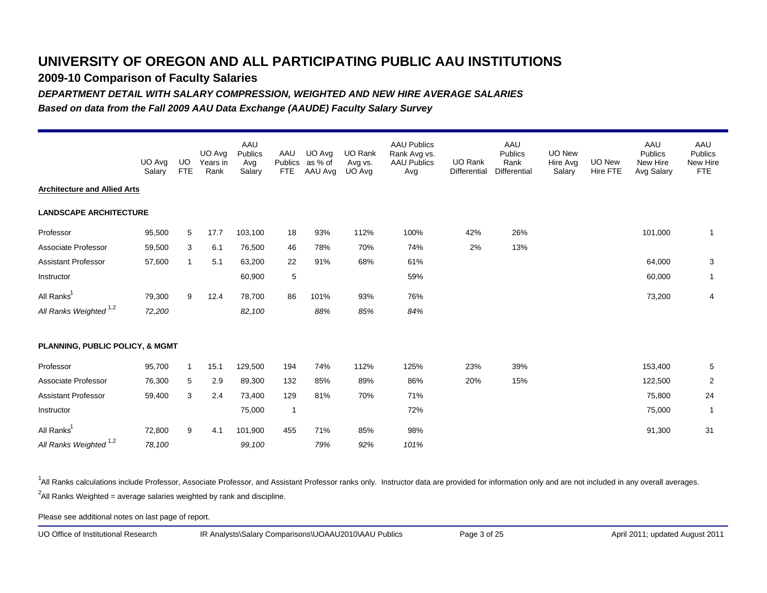# UNIVERSITY OF OREGON AND ALL PARTICIPATING PUBLIC AAU INSTITUTIONS

## 2009-10 Comparison of Faculty Salaries

### *DEPARTMENT DETAIL WITH SALARY COMPRESSION, WEIGHTED AND NEW HIRE AVERAGE SALARIES*

***Based on data from the Fall 2009 AAU Data Exchange (AAUDE) Faculty Salary Survey***

| | UO Avg Salary | UO FTE | UO Avg Years in Rank | AAU Publics Avg Salary | AAU Publics FTE | UO Avg as % of AAU Avg | UO Rank Avg vs. UO Avg | AAU Publics Rank Avg vs. AAU Publics Avg | UO Rank Differential | AAU Publics Rank Differential | UO New Hire Avg Salary | UO New Hire FTE | AAU Publics New Hire Avg Salary | AAU Publics New Hire FTE |
|---|---|---|---|---|---|---|---|---|---|---|---|---|---|---|
| **Architecture and Allied Arts** | | | | | | | | | | | | | | |
| **LANDSCAPE ARCHITECTURE** | | | | | | | | | | | | | | |
| Professor | 95,500 | 5 | 17.7 | 103,100 | 18 | 93% | 112% | 100% | 42% | 26% | | | 101,000 | 1 |
| Associate Professor | 59,500 | 3 | 6.1 | 76,500 | 46 | 78% | 70% | 74% | 2% | 13% | | | | |
| Assistant Professor | 57,600 | 1 | 5.1 | 63,200 | 22 | 91% | 68% | 61% | | | | | 64,000 | 3 |
| Instructor | | | | 60,900 | 5 | | | 59% | | | | | 60,000 | 1 |
| All Ranks[1] | 79,300 | 9 | 12.4 | 78,700 | 86 | 101% | 93% | 76% | | | | | 73,200 | 4 |
| *All Ranks Weighted [1,2]* | *72,200* | | | *82,100* | | *88%* | *85%* | *84%* | | | | | | |
| **PLANNING, PUBLIC POLICY, & MGMT** | | | | | | | | | | | | | | |
| Professor | 95,700 | 1 | 15.1 | 129,500 | 194 | 74% | 112% | 125% | 23% | 39% | | | 153,400 | 5 |
| Associate Professor | 76,300 | 5 | 2.9 | 89,300 | 132 | 85% | 89% | 86% | 20% | 15% | | | 122,500 | 2 |
| Assistant Professor | 59,400 | 3 | 2.4 | 73,400 | 129 | 81% | 70% | 71% | | | | | 75,800 | 24 |
| Instructor | | | | 75,000 | 1 | | | 72% | | | | | 75,000 | 1 |
| All Ranks[1] | 72,800 | 9 | 4.1 | 101,900 | 455 | 71% | 85% | 98% | | | | | 91,300 | 31 |
| *All Ranks Weighted [1,2]* | *78,100* | | | *99,100* | | *79%* | *92%* | *101%* | | | | | | |

[1]All Ranks calculations include Professor, Associate Professor, and Assistant Professor ranks only. Instructor data are provided for information only and are not included in any overall averages.

[2]All Ranks Weighted = average salaries weighted by rank and discipline.

Please see additional notes on last page of report.

UO Office of Institutional Research IR Analysts\Salary Comparisons\UOAAU2010\AAU Publics April 2011; updated August 2011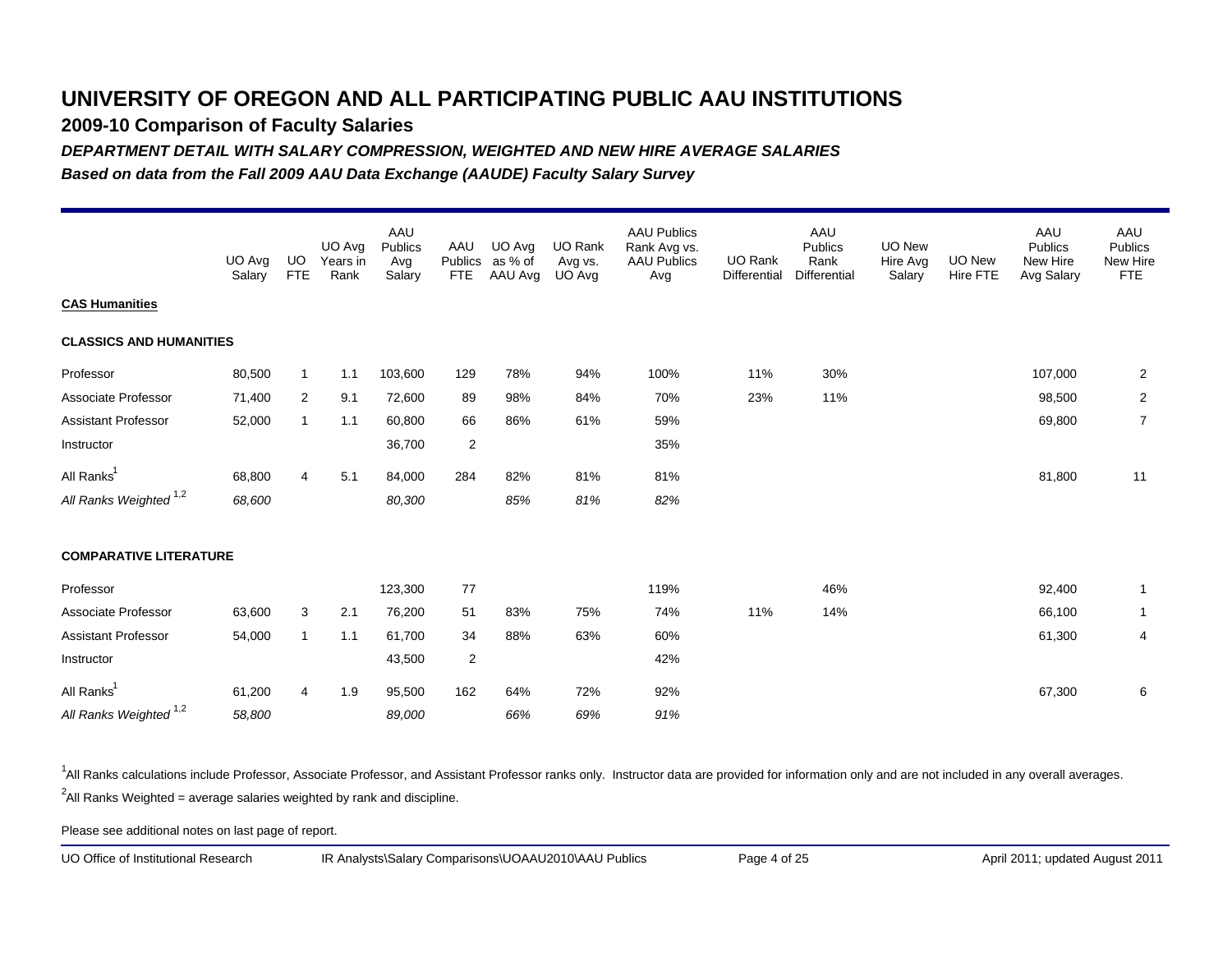# UNIVERSITY OF OREGON AND ALL PARTICIPATING PUBLIC AAU INSTITUTIONS

## 2009-10 Comparison of Faculty Salaries

### *DEPARTMENT DETAIL WITH SALARY COMPRESSION, WEIGHTED AND NEW HIRE AVERAGE SALARIES*

***Based on data from the Fall 2009 AAU Data Exchange (AAUDE) Faculty Salary Survey***

| | UO Avg Salary | UO FTE | UO Avg Years in Rank | AAU Publics Avg Salary | AAU Publics FTE | UO Avg as % of AAU Avg | UO Rank Avg vs. UO Avg | AAU Publics Rank Avg vs. AAU Publics Avg | UO Rank Differential | AAU Publics Rank Differential | UO New Hire Avg Salary | UO New Hire FTE | AAU Publics New Hire Avg Salary | AAU Publics New Hire FTE |
|---|---|---|---|---|---|---|---|---|---|---|---|---|---|---|
| **CAS Humanities** | | | | | | | | | | | | | | |
| **CLASSICS AND HUMANITIES** | | | | | | | | | | | | | | |
| Professor | 80,500 | 1 | 1.1 | 103,600 | 129 | 78% | 94% | 100% | 11% | 30% | | | 107,000 | 2 |
| Associate Professor | 71,400 | 2 | 9.1 | 72,600 | 89 | 98% | 84% | 70% | 23% | 11% | | | 98,500 | 2 |
| Assistant Professor | 52,000 | 1 | 1.1 | 60,800 | 66 | 86% | 61% | 59% | | | | | 69,800 | 7 |
| Instructor | | | | 36,700 | 2 | | | 35% | | | | | | |
| All Ranks[1] | 68,800 | 4 | 5.1 | 84,000 | 284 | 82% | 81% | 81% | | | | | 81,800 | 11 |
| *All Ranks Weighted [1,2]* | *68,600* | | | *80,300* | | *85%* | *81%* | *82%* | | | | | | |
| **COMPARATIVE LITERATURE** | | | | | | | | | | | | | | |
| Professor | | | | 123,300 | 77 | | | 119% | | 46% | | | 92,400 | 1 |
| Associate Professor | 63,600 | 3 | 2.1 | 76,200 | 51 | 83% | 75% | 74% | 11% | 14% | | | 66,100 | 1 |
| Assistant Professor | 54,000 | 1 | 1.1 | 61,700 | 34 | 88% | 63% | 60% | | | | | 61,300 | 4 |
| Instructor | | | | 43,500 | 2 | | | 42% | | | | | | |
| All Ranks[1] | 61,200 | 4 | 1.9 | 95,500 | 162 | 64% | 72% | 92% | | | | | 67,300 | 6 |
| *All Ranks Weighted [1,2]* | *58,800* | | | *89,000* | | *66%* | *69%* | *91%* | | | | | | |

[1]All Ranks calculations include Professor, Associate Professor, and Assistant Professor ranks only. Instructor data are provided for information only and are not included in any overall averages.

[2]All Ranks Weighted = average salaries weighted by rank and discipline.

Please see additional notes on last page of report.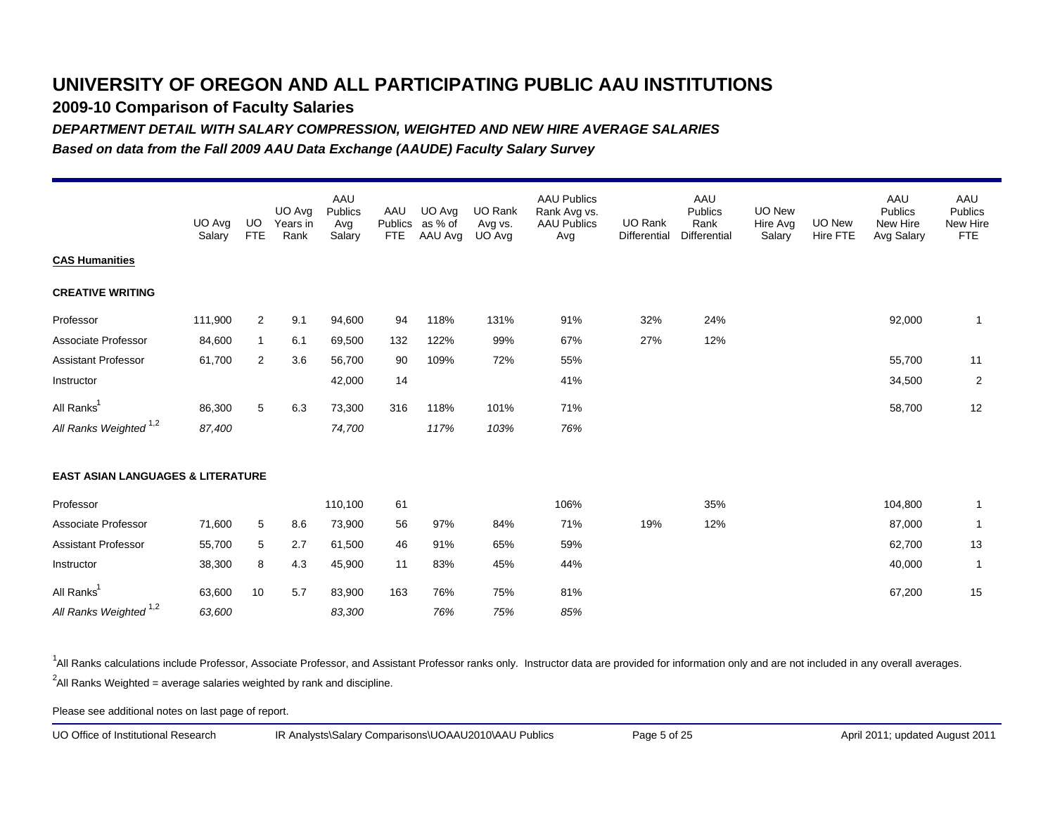# UNIVERSITY OF OREGON AND ALL PARTICIPATING PUBLIC AAU INSTITUTIONS

## 2009-10 Comparison of Faculty Salaries

### *DEPARTMENT DETAIL WITH SALARY COMPRESSION, WEIGHTED AND NEW HIRE AVERAGE SALARIES*

***Based on data from the Fall 2009 AAU Data Exchange (AAUDE) Faculty Salary Survey***

| | UO Avg Salary | UO FTE | UO Avg Years in Rank | AAU Publics Avg Salary | AAU Publics FTE | UO Avg as % of AAU Avg | UO Rank Avg vs. UO Avg | AAU Publics Rank Avg vs. AAU Publics Avg | UO Rank Differential | AAU Publics Rank Differential | UO New Hire Avg Salary | UO New Hire FTE | AAU Publics New Hire Avg Salary | AAU Publics New Hire FTE |
|---|---|---|---|---|---|---|---|---|---|---|---|---|---|---|
| **CAS Humanities** | | | | | | | | | | | | | | |
| **CREATIVE WRITING** | | | | | | | | | | | | | | |
| Professor | 111,900 | 2 | 9.1 | 94,600 | 94 | 118% | 131% | 91% | 32% | 24% | | | 92,000 | 1 |
| Associate Professor | 84,600 | 1 | 6.1 | 69,500 | 132 | 122% | 99% | 67% | 27% | 12% | | | | |
| Assistant Professor | 61,700 | 2 | 3.6 | 56,700 | 90 | 109% | 72% | 55% | | | | | 55,700 | 11 |
| Instructor | | | | 42,000 | 14 | | | 41% | | | | | 34,500 | 2 |
| All Ranks[1] | 86,300 | 5 | 6.3 | 73,300 | 316 | 118% | 101% | 71% | | | | | 58,700 | 12 |
| *All Ranks Weighted [1,2]* | *87,400* | | | *74,700* | | *117%* | *103%* | *76%* | | | | | | |
| **EAST ASIAN LANGUAGES & LITERATURE** | | | | | | | | | | | | | | |
| Professor | | | | 110,100 | 61 | | | 106% | | 35% | | | 104,800 | 1 |
| Associate Professor | 71,600 | 5 | 8.6 | 73,900 | 56 | 97% | 84% | 71% | 19% | 12% | | | 87,000 | 1 |
| Assistant Professor | 55,700 | 5 | 2.7 | 61,500 | 46 | 91% | 65% | 59% | | | | | 62,700 | 13 |
| Instructor | 38,300 | 8 | 4.3 | 45,900 | 11 | 83% | 45% | 44% | | | | | 40,000 | 1 |
| All Ranks[1] | 63,600 | 10 | 5.7 | 83,900 | 163 | 76% | 75% | 81% | | | | | 67,200 | 15 |
| *All Ranks Weighted [1,2]* | *63,600* | | | *83,300* | | *76%* | *75%* | *85%* | | | | | | |

[1]All Ranks calculations include Professor, Associate Professor, and Assistant Professor ranks only. Instructor data are provided for information only and are not included in any overall averages.

[2]All Ranks Weighted = average salaries weighted by rank and discipline.

Please see additional notes on last page of report.

UO Office of Institutional Research IR Analysts\Salary Comparisons\UOAAU2010\AAU Publics April 2011; updated August 2011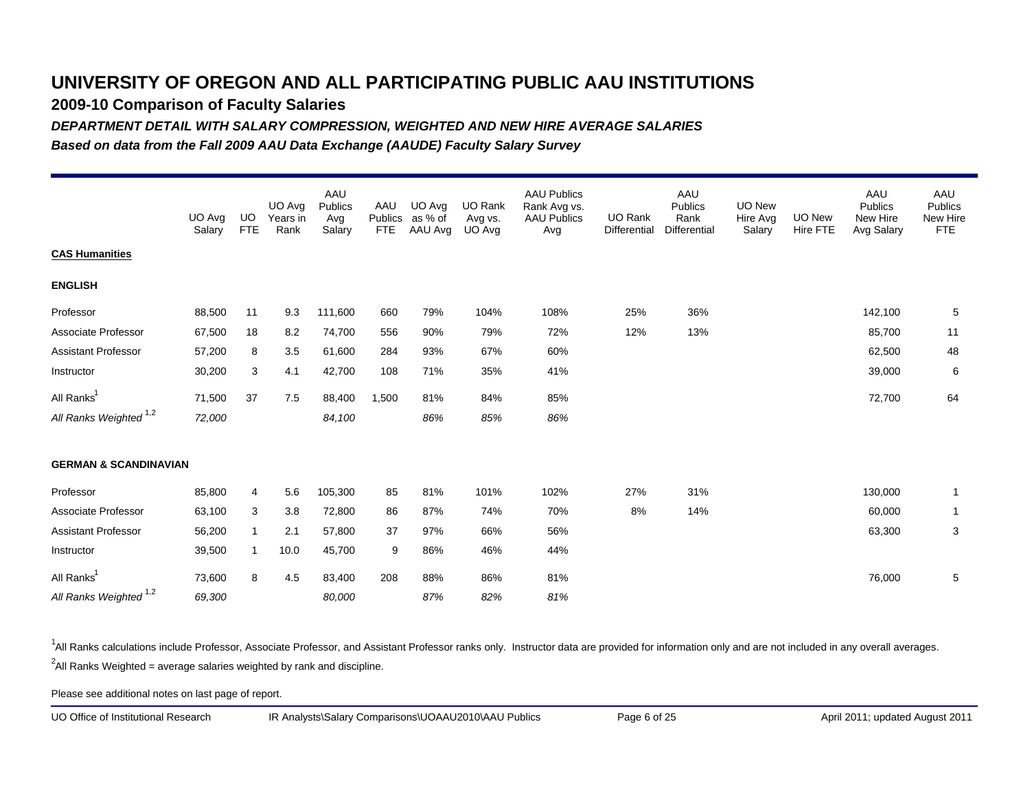# UNIVERSITY OF OREGON AND ALL PARTICIPATING PUBLIC AAU INSTITUTIONS

## 2009-10 Comparison of Faculty Salaries

***DEPARTMENT DETAIL WITH SALARY COMPRESSION, WEIGHTED AND NEW HIRE AVERAGE SALARIES***

***Based on data from the Fall 2009 AAU Data Exchange (AAUDE) Faculty Salary Survey***

| | UO Avg Salary | UO FTE | UO Avg Years in Rank | AAU Publics Avg Salary | AAU Publics FTE | UO Avg as % of AAU Avg | UO Rank Avg vs. UO Avg | AAU Publics Rank Avg vs. AAU Publics Avg | UO Rank Differential | AAU Publics Rank Differential | UO New Hire Avg Salary | UO New Hire FTE | AAU Publics New Hire Avg Salary | AAU Publics New Hire FTE |
|---|---|---|---|---|---|---|---|---|---|---|---|---|---|---|
| **CAS Humanities** | | | | | | | | | | | | | | |
| **ENGLISH** | | | | | | | | | | | | | | |
| Professor | 88,500 | 11 | 9.3 | 111,600 | 660 | 79% | 104% | 108% | 25% | 36% | | | 142,100 | 5 |
| Associate Professor | 67,500 | 18 | 8.2 | 74,700 | 556 | 90% | 79% | 72% | 12% | 13% | | | 85,700 | 11 |
| Assistant Professor | 57,200 | 8 | 3.5 | 61,600 | 284 | 93% | 67% | 60% | | | | | 62,500 | 48 |
| Instructor | 30,200 | 3 | 4.1 | 42,700 | 108 | 71% | 35% | 41% | | | | | 39,000 | 6 |
| All Ranks[1] | 71,500 | 37 | 7.5 | 88,400 | 1,500 | 81% | 84% | 85% | | | | | 72,700 | 64 |
| *All Ranks Weighted* [1,2] | *72,000* | | | *84,100* | | *86%* | *85%* | *86%* | | | | | | |
| **GERMAN & SCANDINAVIAN** | | | | | | | | | | | | | | |
| Professor | 85,800 | 4 | 5.6 | 105,300 | 85 | 81% | 101% | 102% | 27% | 31% | | | 130,000 | 1 |
| Associate Professor | 63,100 | 3 | 3.8 | 72,800 | 86 | 87% | 74% | 70% | 8% | 14% | | | 60,000 | 1 |
| Assistant Professor | 56,200 | 1 | 2.1 | 57,800 | 37 | 97% | 66% | 56% | | | | | 63,300 | 3 |
| Instructor | 39,500 | 1 | 10.0 | 45,700 | 9 | 86% | 46% | 44% | | | | | | |
| All Ranks[1] | 73,600 | 8 | 4.5 | 83,400 | 208 | 88% | 86% | 81% | | | | | 76,000 | 5 |
| *All Ranks Weighted* [1,2] | *69,300* | | | *80,000* | | *87%* | *82%* | *81%* | | | | | | |

[1]All Ranks calculations include Professor, Associate Professor, and Assistant Professor ranks only. Instructor data are provided for information only and are not included in any overall averages.

[2]All Ranks Weighted = average salaries weighted by rank and discipline.

Please see additional notes on last page of report.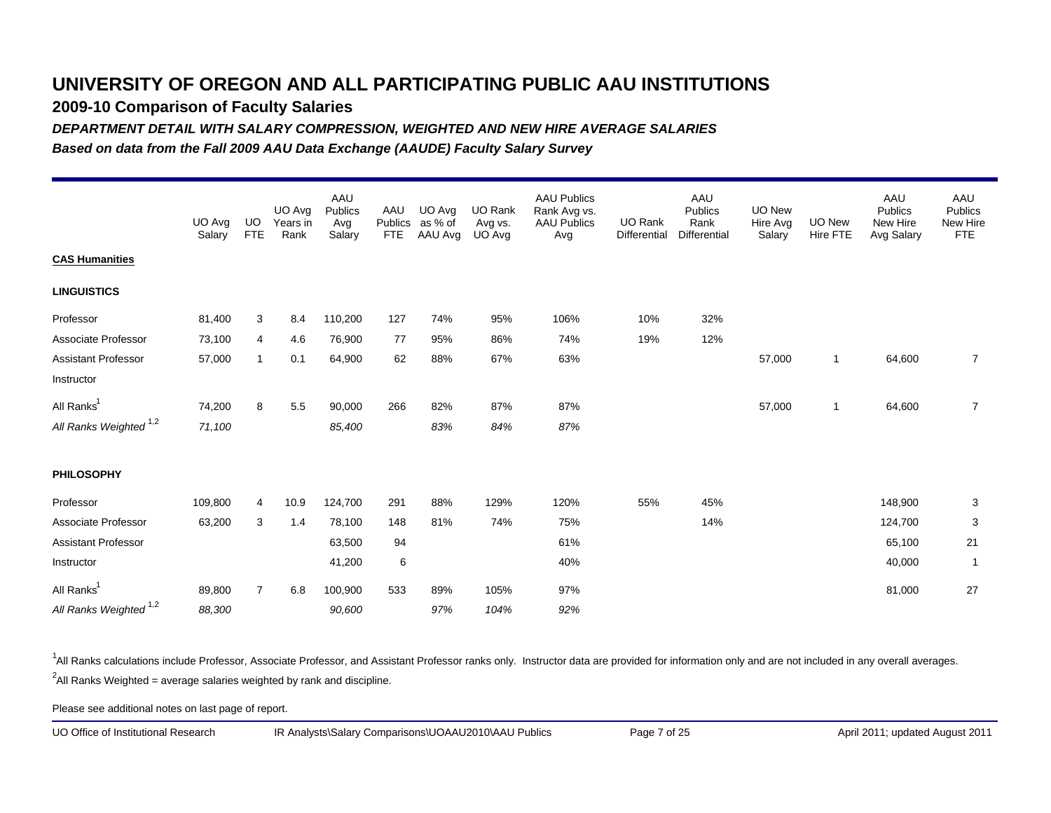# UNIVERSITY OF OREGON AND ALL PARTICIPATING PUBLIC AAU INSTITUTIONS

## 2009-10 Comparison of Faculty Salaries

### *DEPARTMENT DETAIL WITH SALARY COMPRESSION, WEIGHTED AND NEW HIRE AVERAGE SALARIES*

***Based on data from the Fall 2009 AAU Data Exchange (AAUDE) Faculty Salary Survey***

| | UO Avg Salary | UO FTE | UO Avg Years in Rank | AAU Publics Avg Salary | AAU Publics FTE | UO Avg as % of AAU Avg | UO Rank Avg vs. UO Avg | AAU Publics Rank Avg vs. AAU Publics Avg | UO Rank Differential | AAU Publics Rank Differential | UO New Hire Avg Salary | UO New Hire FTE | AAU Publics New Hire Avg Salary | AAU Publics New Hire FTE |
|---|---|---|---|---|---|---|---|---|---|---|---|---|---|---|
| **CAS Humanities** | | | | | | | | | | | | | | |
| **LINGUISTICS** | | | | | | | | | | | | | | |
| Professor | 81,400 | 3 | 8.4 | 110,200 | 127 | 74% | 95% | 106% | 10% | 32% | | | | |
| Associate Professor | 73,100 | 4 | 4.6 | 76,900 | 77 | 95% | 86% | 74% | 19% | 12% | | | | |
| Assistant Professor | 57,000 | 1 | 0.1 | 64,900 | 62 | 88% | 67% | 63% | | | 57,000 | 1 | 64,600 | 7 |
| Instructor | | | | | | | | | | | | | | |
| All Ranks[1] | 74,200 | 8 | 5.5 | 90,000 | 266 | 82% | 87% | 87% | | | 57,000 | 1 | 64,600 | 7 |
| *All Ranks Weighted [1,2]* | *71,100* | | | *85,400* | | *83%* | *84%* | *87%* | | | | | | |
| **PHILOSOPHY** | | | | | | | | | | | | | | |
| Professor | 109,800 | 4 | 10.9 | 124,700 | 291 | 88% | 129% | 120% | 55% | 45% | | | 148,900 | 3 |
| Associate Professor | 63,200 | 3 | 1.4 | 78,100 | 148 | 81% | 74% | 75% | | 14% | | | 124,700 | 3 |
| Assistant Professor | | | | 63,500 | 94 | | | 61% | | | | | 65,100 | 21 |
| Instructor | | | | 41,200 | 6 | | | 40% | | | | | 40,000 | 1 |
| All Ranks[1] | 89,800 | 7 | 6.8 | 100,900 | 533 | 89% | 105% | 97% | | | | | 81,000 | 27 |
| *All Ranks Weighted [1,2]* | *88,300* | | | *90,600* | | *97%* | *104%* | *92%* | | | | | | |

[1]All Ranks calculations include Professor, Associate Professor, and Assistant Professor ranks only. Instructor data are provided for information only and are not included in any overall averages.

[2]All Ranks Weighted = average salaries weighted by rank and discipline.

Please see additional notes on last page of report.

UO Office of Institutional Research IR Analysts\Salary Comparisons\UOAAU2010\AAU Publics April 2011; updated August 2011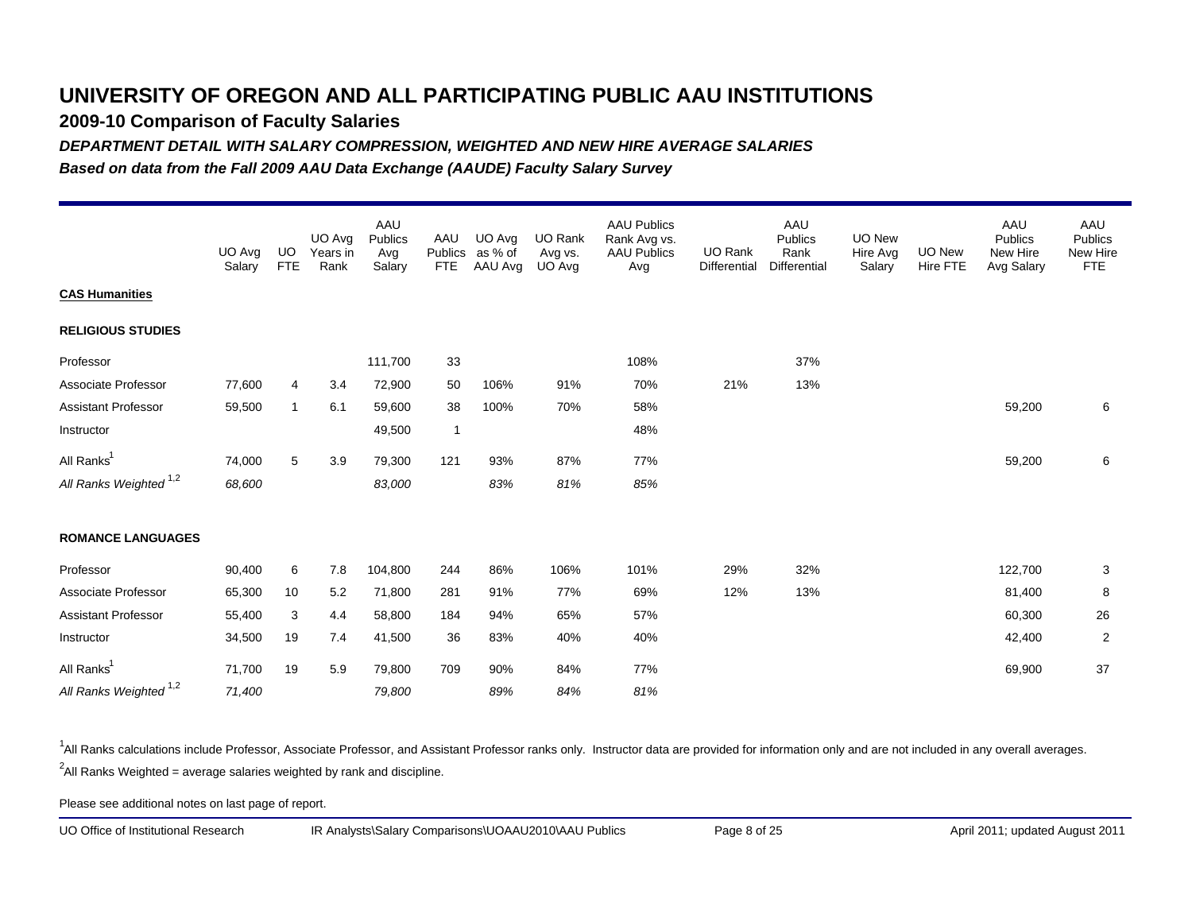# UNIVERSITY OF OREGON AND ALL PARTICIPATING PUBLIC AAU INSTITUTIONS

## 2009-10 Comparison of Faculty Salaries

***DEPARTMENT DETAIL WITH SALARY COMPRESSION, WEIGHTED AND NEW HIRE AVERAGE SALARIES***

***Based on data from the Fall 2009 AAU Data Exchange (AAUDE) Faculty Salary Survey***

| | UO Avg Salary | UO FTE | UO Avg Years in Rank | AAU Publics Avg Salary | AAU Publics FTE | UO Avg as % of AAU Avg | UO Rank Avg vs. UO Avg | AAU Publics Rank Avg vs. AAU Publics Avg | UO Rank Differential | AAU Publics Rank Differential | UO New Hire Avg Salary | UO New Hire FTE | AAU Publics New Hire Avg Salary | AAU Publics New Hire FTE |
|---|---|---|---|---|---|---|---|---|---|---|---|---|---|---|
| **CAS Humanities** | | | | | | | | | | | | | | |
| **RELIGIOUS STUDIES** | | | | | | | | | | | | | | |
| Professor | | | | 111,700 | 33 | | | 108% | | 37% | | | | |
| Associate Professor | 77,600 | 4 | 3.4 | 72,900 | 50 | 106% | 91% | 70% | 21% | 13% | | | | |
| Assistant Professor | 59,500 | 1 | 6.1 | 59,600 | 38 | 100% | 70% | 58% | | | | | 59,200 | 6 |
| Instructor | | | | 49,500 | 1 | | | 48% | | | | | | |
| All Ranks[1] | 74,000 | 5 | 3.9 | 79,300 | 121 | 93% | 87% | 77% | | | | | 59,200 | 6 |
| *All Ranks Weighted [1,2]* | *68,600* | | | *83,000* | | *83%* | *81%* | *85%* | | | | | | |
| **ROMANCE LANGUAGES** | | | | | | | | | | | | | | |
| Professor | 90,400 | 6 | 7.8 | 104,800 | 244 | 86% | 106% | 101% | 29% | 32% | | | 122,700 | 3 |
| Associate Professor | 65,300 | 10 | 5.2 | 71,800 | 281 | 91% | 77% | 69% | 12% | 13% | | | 81,400 | 8 |
| Assistant Professor | 55,400 | 3 | 4.4 | 58,800 | 184 | 94% | 65% | 57% | | | | | 60,300 | 26 |
| Instructor | 34,500 | 19 | 7.4 | 41,500 | 36 | 83% | 40% | 40% | | | | | 42,400 | 2 |
| All Ranks[1] | 71,700 | 19 | 5.9 | 79,800 | 709 | 90% | 84% | 77% | | | | | 69,900 | 37 |
| *All Ranks Weighted [1,2]* | *71,400* | | | *79,800* | | *89%* | *84%* | *81%* | | | | | | |

[1]All Ranks calculations include Professor, Associate Professor, and Assistant Professor ranks only. Instructor data are provided for information only and are not included in any overall averages.

[2]All Ranks Weighted = average salaries weighted by rank and discipline.

Please see additional notes on last page of report.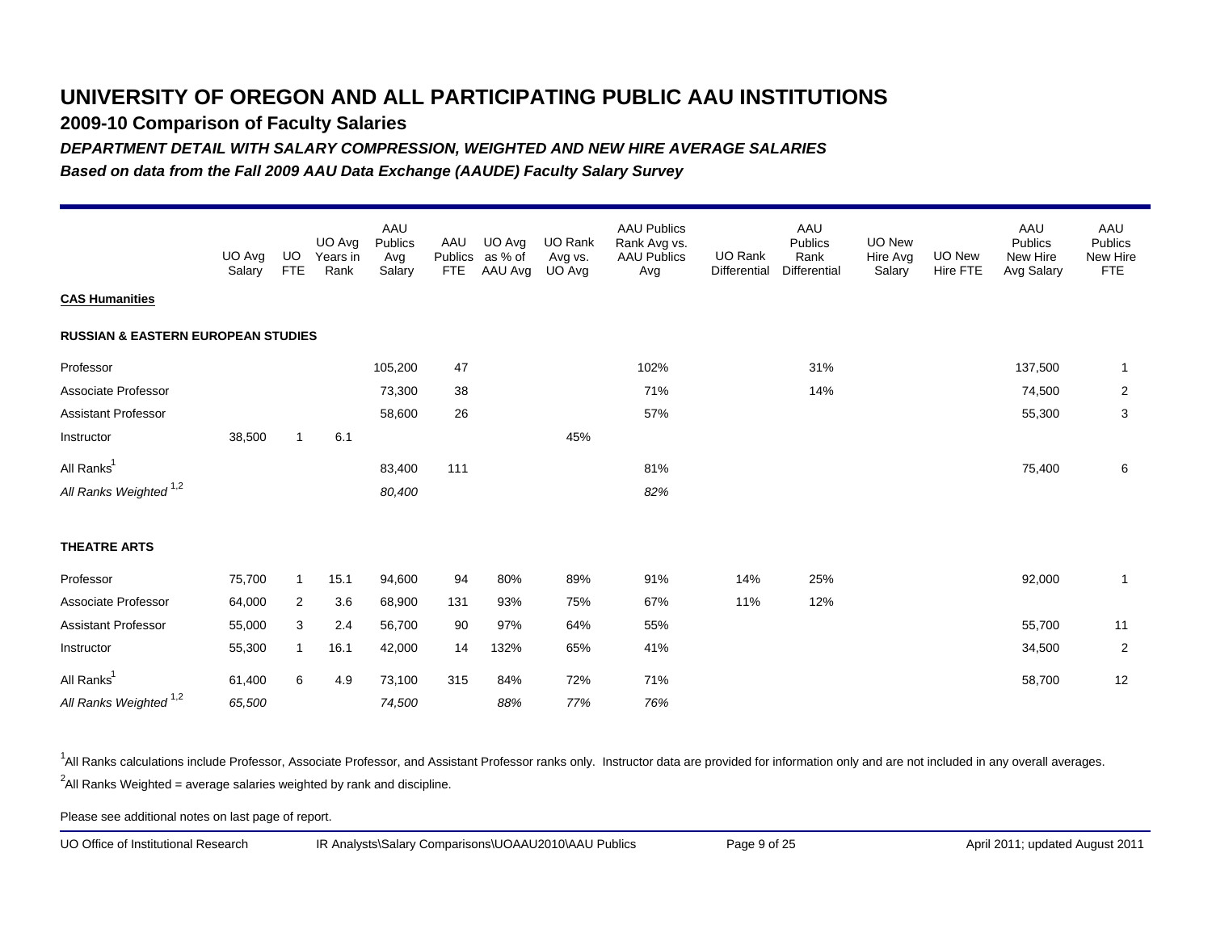# UNIVERSITY OF OREGON AND ALL PARTICIPATING PUBLIC AAU INSTITUTIONS

## 2009-10 Comparison of Faculty Salaries

### *DEPARTMENT DETAIL WITH SALARY COMPRESSION, WEIGHTED AND NEW HIRE AVERAGE SALARIES*

*Based on data from the Fall 2009 AAU Data Exchange (AAUDE) Faculty Salary Survey*

| | UO Avg Salary | UO FTE | UO Avg Years in Rank | AAU Publics Avg Salary | AAU Publics FTE | UO Avg as % of AAU Avg | UO Rank Avg vs. UO Avg | AAU Publics Rank Avg vs. AAU Publics Avg | UO Rank Differential | AAU Publics Rank Differential | UO New Hire Avg Salary | UO New Hire FTE | AAU Publics New Hire Avg Salary | AAU Publics New Hire FTE |
|---|---|---|---|---|---|---|---|---|---|---|---|---|---|---|
| **CAS Humanities** | | | | | | | | | | | | | | |
| **RUSSIAN & EASTERN EUROPEAN STUDIES** | | | | | | | | | | | | | | |
| Professor | | | | 105,200 | 47 | | | 102% | | 31% | | | 137,500 | 1 |
| Associate Professor | | | | 73,300 | 38 | | | 71% | | 14% | | | 74,500 | 2 |
| Assistant Professor | | | | 58,600 | 26 | | | 57% | | | | | 55,300 | 3 |
| Instructor | 38,500 | 1 | 6.1 | | | | 45% | | | | | | | |
| All Ranks[1] | | | | 83,400 | 111 | | | 81% | | | | | 75,400 | 6 |
| *All Ranks Weighted [1,2]* | | | | *80,400* | | | | *82%* | | | | | | |
| **THEATRE ARTS** | | | | | | | | | | | | | | |
| Professor | 75,700 | 1 | 15.1 | 94,600 | 94 | 80% | 89% | 91% | 14% | 25% | | | 92,000 | 1 |
| Associate Professor | 64,000 | 2 | 3.6 | 68,900 | 131 | 93% | 75% | 67% | 11% | 12% | | | | |
| Assistant Professor | 55,000 | 3 | 2.4 | 56,700 | 90 | 97% | 64% | 55% | | | | | 55,700 | 11 |
| Instructor | 55,300 | 1 | 16.1 | 42,000 | 14 | 132% | 65% | 41% | | | | | 34,500 | 2 |
| All Ranks[1] | 61,400 | 6 | 4.9 | 73,100 | 315 | 84% | 72% | 71% | | | | | 58,700 | 12 |
| *All Ranks Weighted [1,2]* | *65,500* | | | *74,500* | | *88%* | *77%* | *76%* | | | | | | |

[1]All Ranks calculations include Professor, Associate Professor, and Assistant Professor ranks only. Instructor data are provided for information only and are not included in any overall averages.

[2]All Ranks Weighted = average salaries weighted by rank and discipline.

Please see additional notes on last page of report.

UO Office of Institutional Research    IR Analysts\Salary Comparisons\UOAAU2010\AAU Publics    April 2011; updated August 2011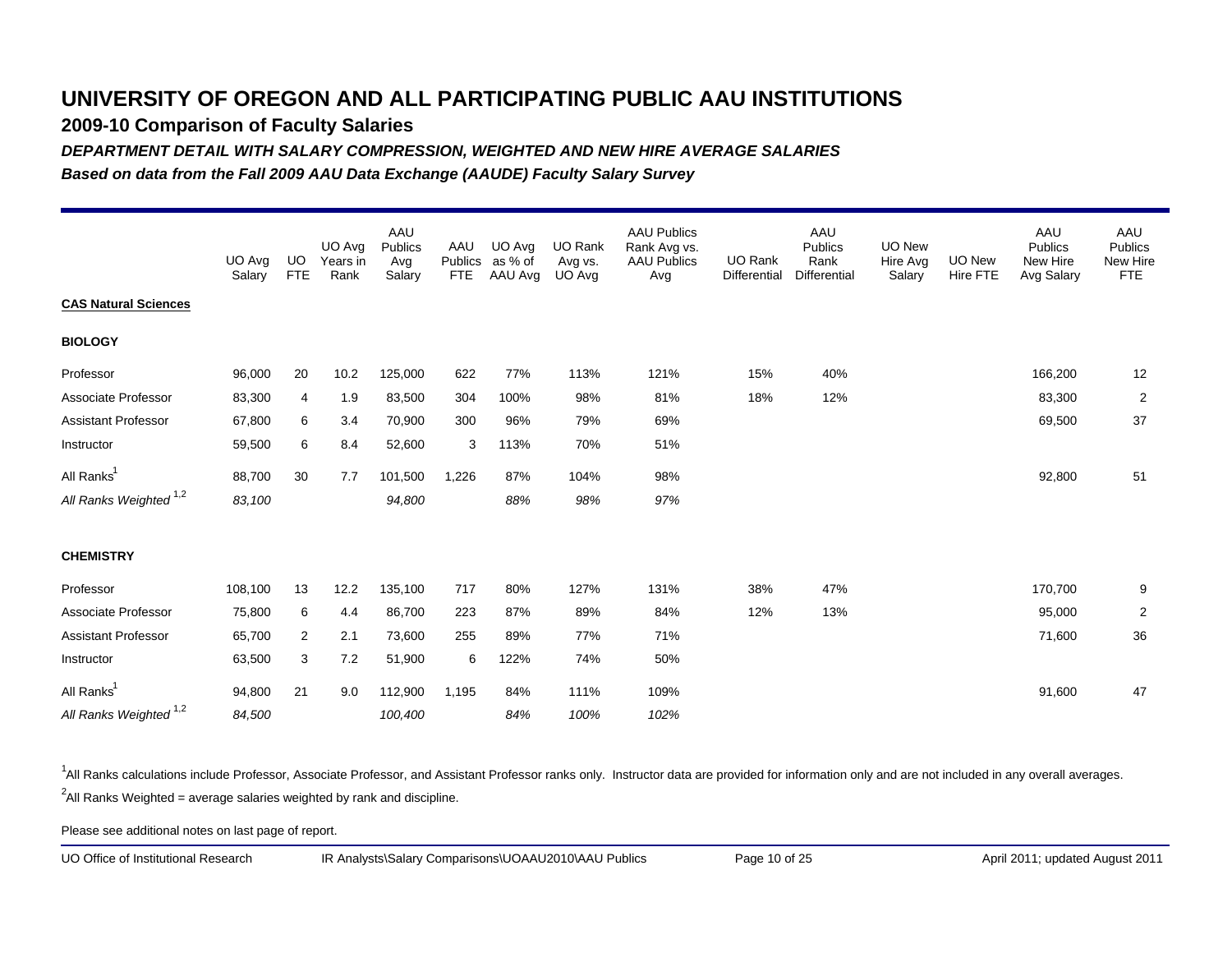# UNIVERSITY OF OREGON AND ALL PARTICIPATING PUBLIC AAU INSTITUTIONS

## 2009-10 Comparison of Faculty Salaries

***DEPARTMENT DETAIL WITH SALARY COMPRESSION, WEIGHTED AND NEW HIRE AVERAGE SALARIES***

***Based on data from the Fall 2009 AAU Data Exchange (AAUDE) Faculty Salary Survey***

| | UO Avg Salary | UO FTE | UO Avg Years in Rank | AAU Publics Avg Salary | AAU Publics FTE | UO Avg as % of AAU Avg | UO Rank Avg vs. UO Avg | AAU Publics Rank Avg vs. AAU Publics Avg | UO Rank Differential | AAU Publics Rank Differential | UO New Hire Avg Salary | UO New Hire FTE | AAU Publics New Hire Avg Salary | AAU Publics New Hire FTE |
|---|---|---|---|---|---|---|---|---|---|---|---|---|---|---|
| **CAS Natural Sciences** | | | | | | | | | | | | | | |
| **BIOLOGY** | | | | | | | | | | | | | | |
| Professor | 96,000 | 20 | 10.2 | 125,000 | 622 | 77% | 113% | 121% | 15% | 40% | | | 166,200 | 12 |
| Associate Professor | 83,300 | 4 | 1.9 | 83,500 | 304 | 100% | 98% | 81% | 18% | 12% | | | 83,300 | 2 |
| Assistant Professor | 67,800 | 6 | 3.4 | 70,900 | 300 | 96% | 79% | 69% | | | | | 69,500 | 37 |
| Instructor | 59,500 | 6 | 8.4 | 52,600 | 3 | 113% | 70% | 51% | | | | | | |
| All Ranks[1] | 88,700 | 30 | 7.7 | 101,500 | 1,226 | 87% | 104% | 98% | | | | | 92,800 | 51 |
| *All Ranks Weighted [1,2]* | *83,100* | | | *94,800* | | *88%* | *98%* | *97%* | | | | | | |
| **CHEMISTRY** | | | | | | | | | | | | | | |
| Professor | 108,100 | 13 | 12.2 | 135,100 | 717 | 80% | 127% | 131% | 38% | 47% | | | 170,700 | 9 |
| Associate Professor | 75,800 | 6 | 4.4 | 86,700 | 223 | 87% | 89% | 84% | 12% | 13% | | | 95,000 | 2 |
| Assistant Professor | 65,700 | 2 | 2.1 | 73,600 | 255 | 89% | 77% | 71% | | | | | 71,600 | 36 |
| Instructor | 63,500 | 3 | 7.2 | 51,900 | 6 | 122% | 74% | 50% | | | | | | |
| All Ranks[1] | 94,800 | 21 | 9.0 | 112,900 | 1,195 | 84% | 111% | 109% | | | | | 91,600 | 47 |
| *All Ranks Weighted [1,2]* | *84,500* | | | *100,400* | | *84%* | *100%* | *102%* | | | | | | |

[1]All Ranks calculations include Professor, Associate Professor, and Assistant Professor ranks only. Instructor data are provided for information only and are not included in any overall averages.

[2]All Ranks Weighted = average salaries weighted by rank and discipline.

Please see additional notes on last page of report.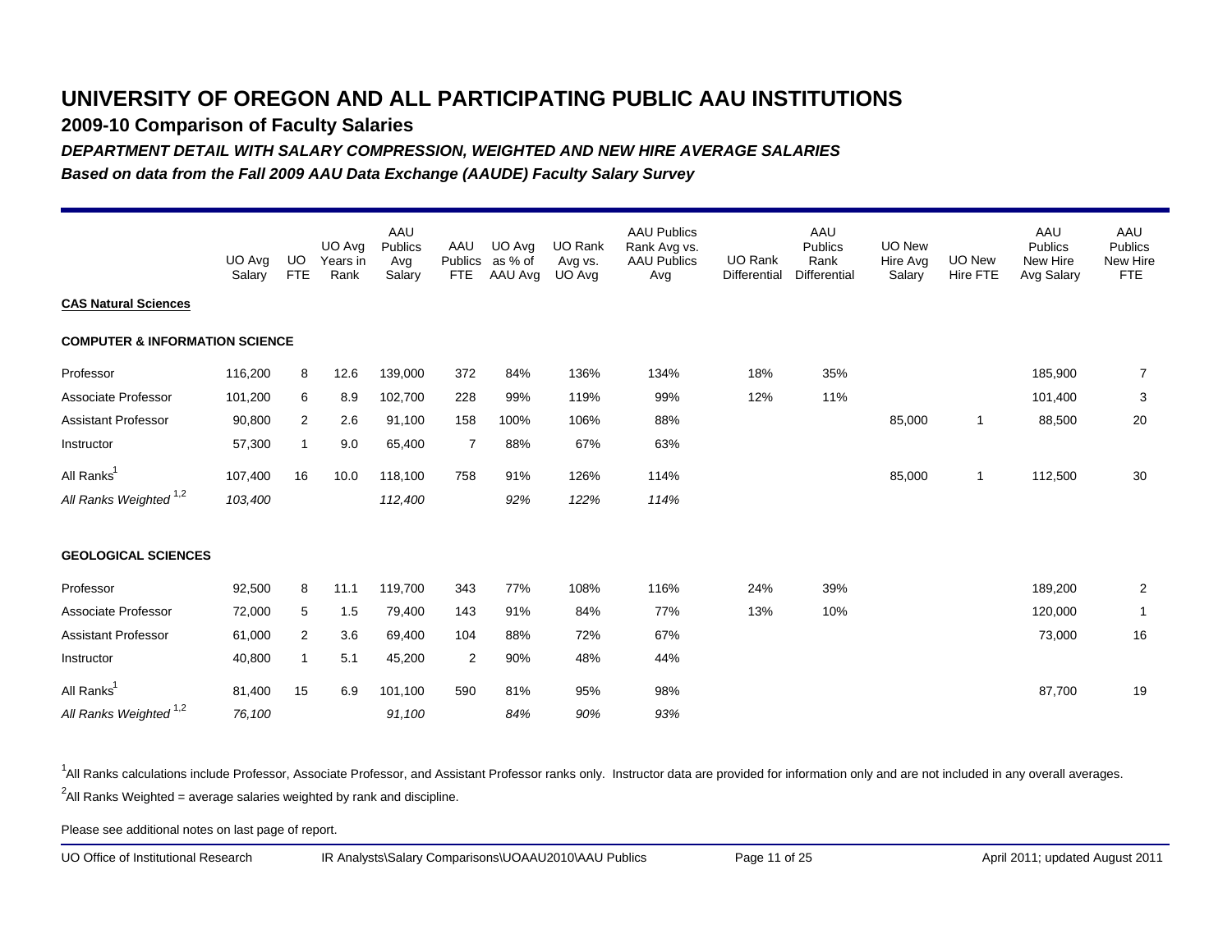# UNIVERSITY OF OREGON AND ALL PARTICIPATING PUBLIC AAU INSTITUTIONS

## 2009-10 Comparison of Faculty Salaries

### *DEPARTMENT DETAIL WITH SALARY COMPRESSION, WEIGHTED AND NEW HIRE AVERAGE SALARIES*

***Based on data from the Fall 2009 AAU Data Exchange (AAUDE) Faculty Salary Survey***

| | UO Avg Salary | UO FTE | UO Avg Years in Rank | AAU Publics Avg Salary | AAU Publics FTE | UO Avg as % of AAU Avg | UO Rank Avg vs. UO Avg | AAU Publics Rank Avg vs. AAU Publics Avg | UO Rank Differential | AAU Publics Rank Differential | UO New Hire Avg Salary | UO New Hire FTE | AAU Publics New Hire Avg Salary | AAU Publics New Hire FTE |
|---|---|---|---|---|---|---|---|---|---|---|---|---|---|---|
| **CAS Natural Sciences** | | | | | | | | | | | | | | |
| **COMPUTER & INFORMATION SCIENCE** | | | | | | | | | | | | | | |
| Professor | 116,200 | 8 | 12.6 | 139,000 | 372 | 84% | 136% | 134% | 18% | 35% | | | 185,900 | 7 |
| Associate Professor | 101,200 | 6 | 8.9 | 102,700 | 228 | 99% | 119% | 99% | 12% | 11% | | | 101,400 | 3 |
| Assistant Professor | 90,800 | 2 | 2.6 | 91,100 | 158 | 100% | 106% | 88% | | | 85,000 | 1 | 88,500 | 20 |
| Instructor | 57,300 | 1 | 9.0 | 65,400 | 7 | 88% | 67% | 63% | | | | | | |
| All Ranks[1] | 107,400 | 16 | 10.0 | 118,100 | 758 | 91% | 126% | 114% | | | 85,000 | 1 | 112,500 | 30 |
| *All Ranks Weighted [1,2]* | *103,400* | | | *112,400* | | *92%* | *122%* | *114%* | | | | | | |
| **GEOLOGICAL SCIENCES** | | | | | | | | | | | | | | |
| Professor | 92,500 | 8 | 11.1 | 119,700 | 343 | 77% | 108% | 116% | 24% | 39% | | | 189,200 | 2 |
| Associate Professor | 72,000 | 5 | 1.5 | 79,400 | 143 | 91% | 84% | 77% | 13% | 10% | | | 120,000 | 1 |
| Assistant Professor | 61,000 | 2 | 3.6 | 69,400 | 104 | 88% | 72% | 67% | | | | | 73,000 | 16 |
| Instructor | 40,800 | 1 | 5.1 | 45,200 | 2 | 90% | 48% | 44% | | | | | | |
| All Ranks[1] | 81,400 | 15 | 6.9 | 101,100 | 590 | 81% | 95% | 98% | | | | | 87,700 | 19 |
| *All Ranks Weighted [1,2]* | *76,100* | | | *91,100* | | *84%* | *90%* | *93%* | | | | | | |

[1]All Ranks calculations include Professor, Associate Professor, and Assistant Professor ranks only. Instructor data are provided for information only and are not included in any overall averages.

[2]All Ranks Weighted = average salaries weighted by rank and discipline.

Please see additional notes on last page of report.

UO Office of Institutional Research IR Analysts\Salary Comparisons\UOAAU2010\AAU Publics April 2011; updated August 2011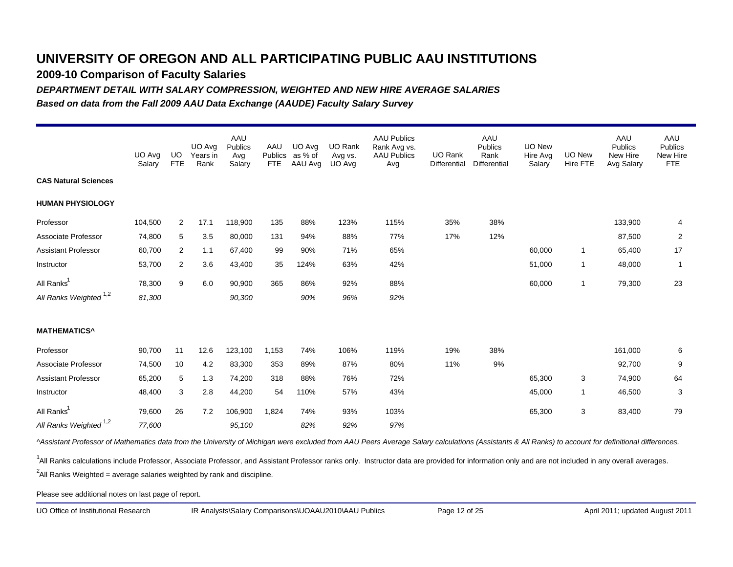# UNIVERSITY OF OREGON AND ALL PARTICIPATING PUBLIC AAU INSTITUTIONS

## 2009-10 Comparison of Faculty Salaries

***DEPARTMENT DETAIL WITH SALARY COMPRESSION, WEIGHTED AND NEW HIRE AVERAGE SALARIES***

***Based on data from the Fall 2009 AAU Data Exchange (AAUDE) Faculty Salary Survey***

| | UO Avg Salary | UO FTE | UO Avg Years in Rank | AAU Publics Avg Salary | AAU Publics FTE | UO Avg as % of AAU Avg | UO Rank Avg vs. UO Avg | AAU Publics Rank Avg vs. AAU Publics Avg | UO Rank Differential | AAU Publics Rank Differential | UO New Hire Avg Salary | UO New Hire FTE | AAU Publics New Hire Avg Salary | AAU Publics New Hire FTE |
|---|---|---|---|---|---|---|---|---|---|---|---|---|---|---|
| **CAS Natural Sciences** | | | | | | | | | | | | | | |
| **HUMAN PHYSIOLOGY** | | | | | | | | | | | | | | |
| Professor | 104,500 | 2 | 17.1 | 118,900 | 135 | 88% | 123% | 115% | 35% | 38% | | | 133,900 | 4 |
| Associate Professor | 74,800 | 5 | 3.5 | 80,000 | 131 | 94% | 88% | 77% | 17% | 12% | | | 87,500 | 2 |
| Assistant Professor | 60,700 | 2 | 1.1 | 67,400 | 99 | 90% | 71% | 65% | | | 60,000 | 1 | 65,400 | 17 |
| Instructor | 53,700 | 2 | 3.6 | 43,400 | 35 | 124% | 63% | 42% | | | 51,000 | 1 | 48,000 | 1 |
| All Ranks[1] | 78,300 | 9 | 6.0 | 90,900 | 365 | 86% | 92% | 88% | | | 60,000 | 1 | 79,300 | 23 |
| *All Ranks Weighted [1,2]* | *81,300* | | | *90,300* | | *90%* | *96%* | *92%* | | | | | | |
| **MATHEMATICS^** | | | | | | | | | | | | | | |
| Professor | 90,700 | 11 | 12.6 | 123,100 | 1,153 | 74% | 106% | 119% | 19% | 38% | | | 161,000 | 6 |
| Associate Professor | 74,500 | 10 | 4.2 | 83,300 | 353 | 89% | 87% | 80% | 11% | 9% | | | 92,700 | 9 |
| Assistant Professor | 65,200 | 5 | 1.3 | 74,200 | 318 | 88% | 76% | 72% | | | 65,300 | 3 | 74,900 | 64 |
| Instructor | 48,400 | 3 | 2.8 | 44,200 | 54 | 110% | 57% | 43% | | | 45,000 | 1 | 46,500 | 3 |
| All Ranks[1] | 79,600 | 26 | 7.2 | 106,900 | 1,824 | 74% | 93% | 103% | | | 65,300 | 3 | 83,400 | 79 |
| *All Ranks Weighted [1,2]* | *77,600* | | | *95,100* | | *82%* | *92%* | *97%* | | | | | | |

*^Assistant Professor of Mathematics data from the University of Michigan were excluded from AAU Peers Average Salary calculations (Assistants & All Ranks) to account for definitional differences.*

[1]All Ranks calculations include Professor, Associate Professor, and Assistant Professor ranks only. Instructor data are provided for information only and are not included in any overall averages.

[2]All Ranks Weighted = average salaries weighted by rank and discipline.

Please see additional notes on last page of report.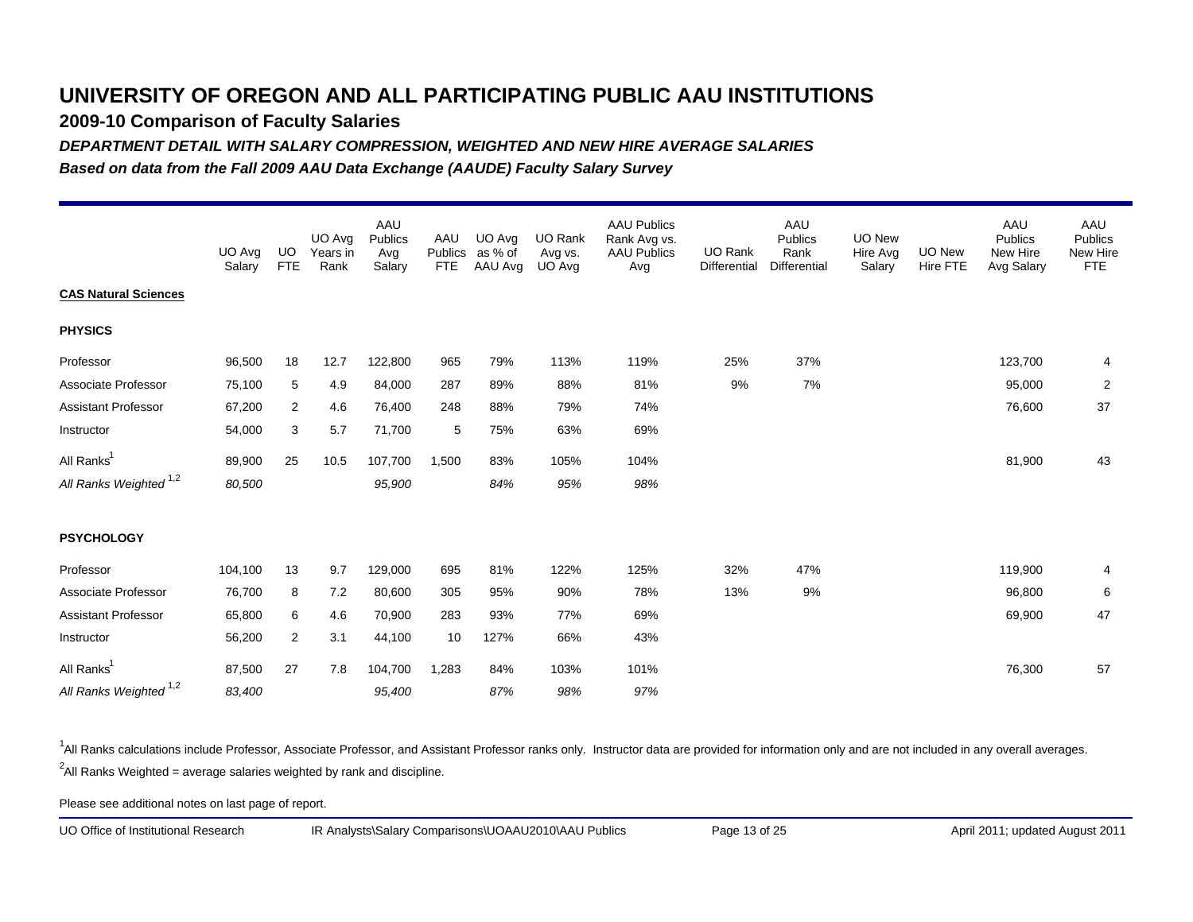# UNIVERSITY OF OREGON AND ALL PARTICIPATING PUBLIC AAU INSTITUTIONS

## 2009-10 Comparison of Faculty Salaries

### *DEPARTMENT DETAIL WITH SALARY COMPRESSION, WEIGHTED AND NEW HIRE AVERAGE SALARIES*

***Based on data from the Fall 2009 AAU Data Exchange (AAUDE) Faculty Salary Survey***

| | UO Avg Salary | UO FTE | UO Avg Years in Rank | AAU Publics Avg Salary | AAU Publics FTE | UO Avg as % of AAU Avg | UO Rank Avg vs. UO Avg | AAU Publics Rank Avg vs. AAU Publics Avg | UO Rank Differential | AAU Publics Rank Differential | UO New Hire Avg Salary | UO New Hire FTE | AAU Publics New Hire Avg Salary | AAU Publics New Hire FTE |
|---|---|---|---|---|---|---|---|---|---|---|---|---|---|---|
| **CAS Natural Sciences** | | | | | | | | | | | | | | |
| **PHYSICS** | | | | | | | | | | | | | | |
| Professor | 96,500 | 18 | 12.7 | 122,800 | 965 | 79% | 113% | 119% | 25% | 37% | | | 123,700 | 4 |
| Associate Professor | 75,100 | 5 | 4.9 | 84,000 | 287 | 89% | 88% | 81% | 9% | 7% | | | 95,000 | 2 |
| Assistant Professor | 67,200 | 2 | 4.6 | 76,400 | 248 | 88% | 79% | 74% | | | | | 76,600 | 37 |
| Instructor | 54,000 | 3 | 5.7 | 71,700 | 5 | 75% | 63% | 69% | | | | | | |
| All Ranks[1] | 89,900 | 25 | 10.5 | 107,700 | 1,500 | 83% | 105% | 104% | | | | | 81,900 | 43 |
| *All Ranks Weighted [1,2]* | *80,500* | | | *95,900* | | *84%* | *95%* | *98%* | | | | | | |
| **PSYCHOLOGY** | | | | | | | | | | | | | | |
| Professor | 104,100 | 13 | 9.7 | 129,000 | 695 | 81% | 122% | 125% | 32% | 47% | | | 119,900 | 4 |
| Associate Professor | 76,700 | 8 | 7.2 | 80,600 | 305 | 95% | 90% | 78% | 13% | 9% | | | 96,800 | 6 |
| Assistant Professor | 65,800 | 6 | 4.6 | 70,900 | 283 | 93% | 77% | 69% | | | | | 69,900 | 47 |
| Instructor | 56,200 | 2 | 3.1 | 44,100 | 10 | 127% | 66% | 43% | | | | | | |
| All Ranks[1] | 87,500 | 27 | 7.8 | 104,700 | 1,283 | 84% | 103% | 101% | | | | | 76,300 | 57 |
| *All Ranks Weighted [1,2]* | *83,400* | | | *95,400* | | *87%* | *98%* | *97%* | | | | | | |

[1]All Ranks calculations include Professor, Associate Professor, and Assistant Professor ranks only. Instructor data are provided for information only and are not included in any overall averages.

[2]All Ranks Weighted = average salaries weighted by rank and discipline.

Please see additional notes on last page of report.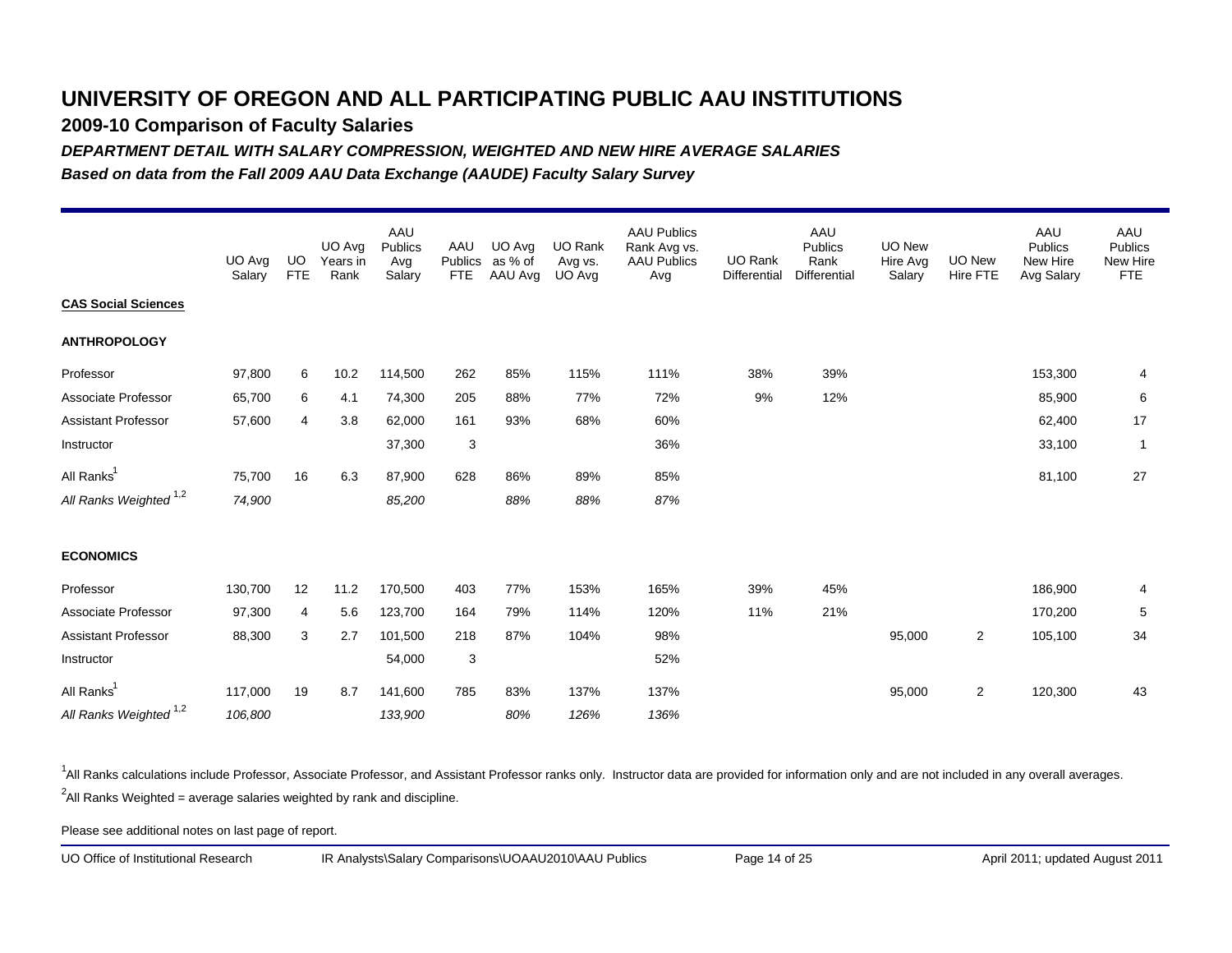# UNIVERSITY OF OREGON AND ALL PARTICIPATING PUBLIC AAU INSTITUTIONS

## 2009-10 Comparison of Faculty Salaries

***DEPARTMENT DETAIL WITH SALARY COMPRESSION, WEIGHTED AND NEW HIRE AVERAGE SALARIES***

***Based on data from the Fall 2009 AAU Data Exchange (AAUDE) Faculty Salary Survey***

| | UO Avg Salary | UO FTE | UO Avg Years in Rank | AAU Publics Avg Salary | AAU Publics FTE | UO Avg as % of AAU Avg | UO Rank Avg vs. UO Avg | AAU Publics Rank Avg vs. AAU Publics Avg | UO Rank Differential | AAU Publics Rank Differential | UO New Hire Avg Salary | UO New Hire FTE | AAU Publics New Hire Avg Salary | AAU Publics New Hire FTE |
|---|---|---|---|---|---|---|---|---|---|---|---|---|---|---|
| **CAS Social Sciences** | | | | | | | | | | | | | | |
| **ANTHROPOLOGY** | | | | | | | | | | | | | | |
| Professor | 97,800 | 6 | 10.2 | 114,500 | 262 | 85% | 115% | 111% | 38% | 39% | | | 153,300 | 4 |
| Associate Professor | 65,700 | 6 | 4.1 | 74,300 | 205 | 88% | 77% | 72% | 9% | 12% | | | 85,900 | 6 |
| Assistant Professor | 57,600 | 4 | 3.8 | 62,000 | 161 | 93% | 68% | 60% | | | | | 62,400 | 17 |
| Instructor | | | | 37,300 | 3 | | | 36% | | | | | 33,100 | 1 |
| All Ranks[1] | 75,700 | 16 | 6.3 | 87,900 | 628 | 86% | 89% | 85% | | | | | 81,100 | 27 |
| *All Ranks Weighted [1,2]* | *74,900* | | | *85,200* | | *88%* | *88%* | *87%* | | | | | | |
| **ECONOMICS** | | | | | | | | | | | | | | |
| Professor | 130,700 | 12 | 11.2 | 170,500 | 403 | 77% | 153% | 165% | 39% | 45% | | | 186,900 | 4 |
| Associate Professor | 97,300 | 4 | 5.6 | 123,700 | 164 | 79% | 114% | 120% | 11% | 21% | | | 170,200 | 5 |
| Assistant Professor | 88,300 | 3 | 2.7 | 101,500 | 218 | 87% | 104% | 98% | | | 95,000 | 2 | 105,100 | 34 |
| Instructor | | | | 54,000 | 3 | | | 52% | | | | | | |
| All Ranks[1] | 117,000 | 19 | 8.7 | 141,600 | 785 | 83% | 137% | 137% | | | 95,000 | 2 | 120,300 | 43 |
| *All Ranks Weighted [1,2]* | *106,800* | | | *133,900* | | *80%* | *126%* | *136%* | | | | | | |

[1]All Ranks calculations include Professor, Associate Professor, and Assistant Professor ranks only. Instructor data are provided for information only and are not included in any overall averages.

[2]All Ranks Weighted = average salaries weighted by rank and discipline.

Please see additional notes on last page of report.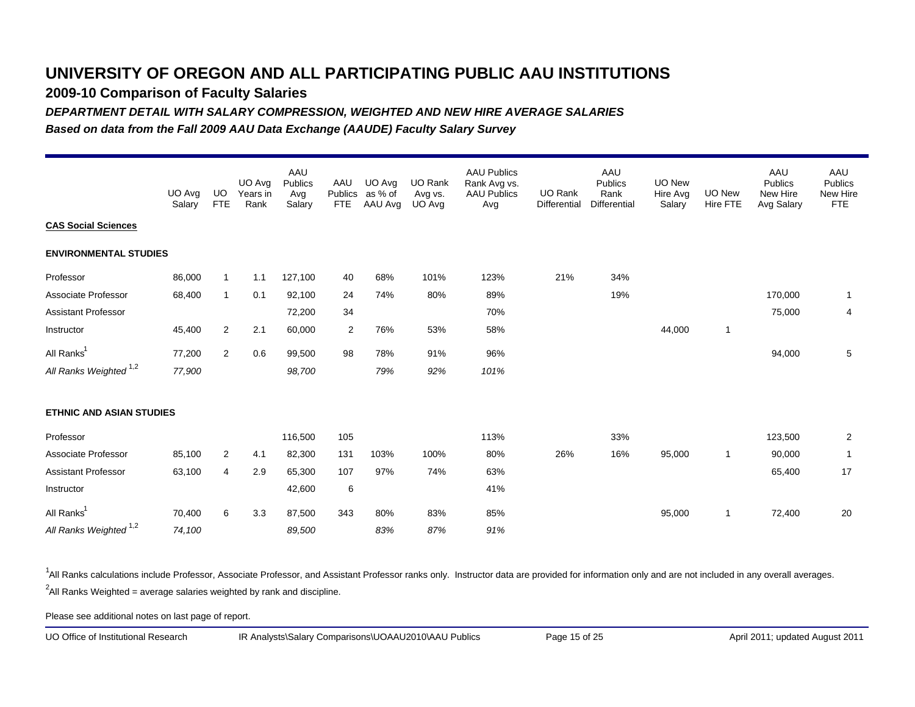# UNIVERSITY OF OREGON AND ALL PARTICIPATING PUBLIC AAU INSTITUTIONS

## 2009-10 Comparison of Faculty Salaries

### *DEPARTMENT DETAIL WITH SALARY COMPRESSION, WEIGHTED AND NEW HIRE AVERAGE SALARIES*

***Based on data from the Fall 2009 AAU Data Exchange (AAUDE) Faculty Salary Survey***

| | UO Avg Salary | UO FTE | UO Avg Years in Rank | AAU Publics Avg Salary | AAU Publics FTE | UO Avg as % of AAU Avg | UO Rank Avg vs. UO Avg | AAU Publics Rank Avg vs. AAU Publics Avg | UO Rank Differential | AAU Publics Rank Differential | UO New Hire Avg Salary | UO New Hire FTE | AAU Publics New Hire Avg Salary | AAU Publics New Hire FTE |
|---|---|---|---|---|---|---|---|---|---|---|---|---|---|---|
| **CAS Social Sciences** | | | | | | | | | | | | | | |
| **ENVIRONMENTAL STUDIES** | | | | | | | | | | | | | | |
| Professor | 86,000 | 1 | 1.1 | 127,100 | 40 | 68% | 101% | 123% | 21% | 34% | | | | |
| Associate Professor | 68,400 | 1 | 0.1 | 92,100 | 24 | 74% | 80% | 89% | | 19% | | | 170,000 | 1 |
| Assistant Professor | | | | 72,200 | 34 | | | 70% | | | | | 75,000 | 4 |
| Instructor | 45,400 | 2 | 2.1 | 60,000 | 2 | 76% | 53% | 58% | | | 44,000 | 1 | | |
| All Ranks[1] | 77,200 | 2 | 0.6 | 99,500 | 98 | 78% | 91% | 96% | | | | | 94,000 | 5 |
| *All Ranks Weighted [1,2]* | *77,900* | | | *98,700* | | *79%* | *92%* | *101%* | | | | | | |
| **ETHNIC AND ASIAN STUDIES** | | | | | | | | | | | | | | |
| Professor | | | | 116,500 | 105 | | | 113% | | 33% | | | 123,500 | 2 |
| Associate Professor | 85,100 | 2 | 4.1 | 82,300 | 131 | 103% | 100% | 80% | 26% | 16% | 95,000 | 1 | 90,000 | 1 |
| Assistant Professor | 63,100 | 4 | 2.9 | 65,300 | 107 | 97% | 74% | 63% | | | | | 65,400 | 17 |
| Instructor | | | | 42,600 | 6 | | | 41% | | | | | | |
| All Ranks[1] | 70,400 | 6 | 3.3 | 87,500 | 343 | 80% | 83% | 85% | | | 95,000 | 1 | 72,400 | 20 |
| *All Ranks Weighted [1,2]* | *74,100* | | | *89,500* | | *83%* | *87%* | *91%* | | | | | | |

[1]All Ranks calculations include Professor, Associate Professor, and Assistant Professor ranks only. Instructor data are provided for information only and are not included in any overall averages.

[2]All Ranks Weighted = average salaries weighted by rank and discipline.

Please see additional notes on last page of report.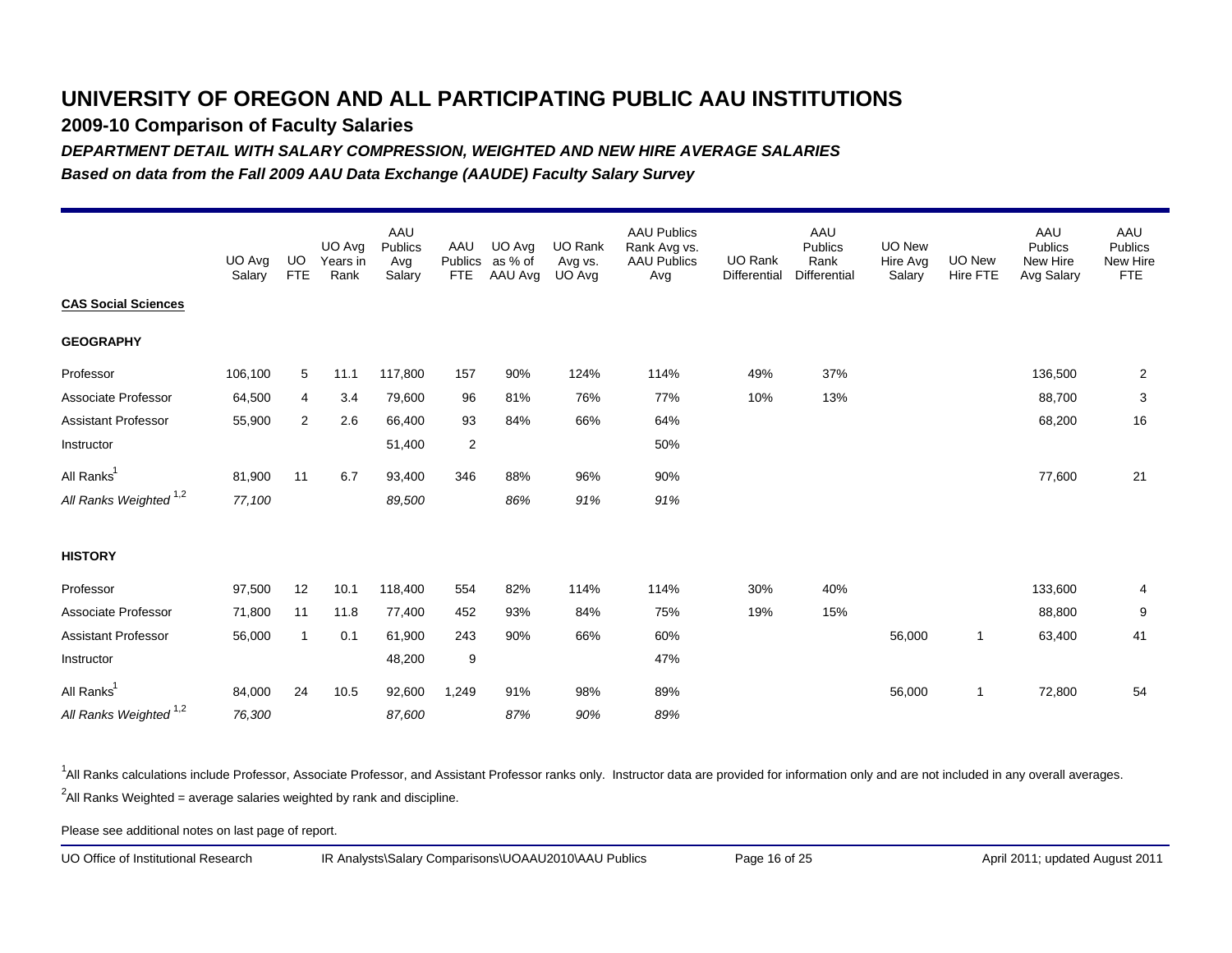# UNIVERSITY OF OREGON AND ALL PARTICIPATING PUBLIC AAU INSTITUTIONS

## 2009-10 Comparison of Faculty Salaries

### *DEPARTMENT DETAIL WITH SALARY COMPRESSION, WEIGHTED AND NEW HIRE AVERAGE SALARIES*

***Based on data from the Fall 2009 AAU Data Exchange (AAUDE) Faculty Salary Survey***

| | UO Avg Salary | UO FTE | UO Avg Years in Rank | AAU Publics Avg Salary | AAU Publics FTE | UO Avg as % of AAU Avg | UO Rank Avg vs. UO Avg | AAU Publics Rank Avg vs. AAU Publics Avg | UO Rank Differential | AAU Publics Rank Differential | UO New Hire Avg Salary | UO New Hire FTE | AAU Publics New Hire Avg Salary | AAU Publics New Hire FTE |
|---|---|---|---|---|---|---|---|---|---|---|---|---|---|---|
| **CAS Social Sciences** | | | | | | | | | | | | | | |
| **GEOGRAPHY** | | | | | | | | | | | | | | |
| Professor | 106,100 | 5 | 11.1 | 117,800 | 157 | 90% | 124% | 114% | 49% | 37% | | | 136,500 | 2 |
| Associate Professor | 64,500 | 4 | 3.4 | 79,600 | 96 | 81% | 76% | 77% | 10% | 13% | | | 88,700 | 3 |
| Assistant Professor | 55,900 | 2 | 2.6 | 66,400 | 93 | 84% | 66% | 64% | | | | | 68,200 | 16 |
| Instructor | | | | 51,400 | 2 | | | 50% | | | | | | |
| All Ranks[1] | 81,900 | 11 | 6.7 | 93,400 | 346 | 88% | 96% | 90% | | | | | 77,600 | 21 |
| *All Ranks Weighted [1,2]* | *77,100* | | | *89,500* | | *86%* | *91%* | *91%* | | | | | | |
| **HISTORY** | | | | | | | | | | | | | | |
| Professor | 97,500 | 12 | 10.1 | 118,400 | 554 | 82% | 114% | 114% | 30% | 40% | | | 133,600 | 4 |
| Associate Professor | 71,800 | 11 | 11.8 | 77,400 | 452 | 93% | 84% | 75% | 19% | 15% | | | 88,800 | 9 |
| Assistant Professor | 56,000 | 1 | 0.1 | 61,900 | 243 | 90% | 66% | 60% | | | 56,000 | 1 | 63,400 | 41 |
| Instructor | | | | 48,200 | 9 | | | 47% | | | | | | |
| All Ranks[1] | 84,000 | 24 | 10.5 | 92,600 | 1,249 | 91% | 98% | 89% | | | 56,000 | 1 | 72,800 | 54 |
| *All Ranks Weighted [1,2]* | *76,300* | | | *87,600* | | *87%* | *90%* | *89%* | | | | | | |

[1]All Ranks calculations include Professor, Associate Professor, and Assistant Professor ranks only. Instructor data are provided for information only and are not included in any overall averages.

[2]All Ranks Weighted = average salaries weighted by rank and discipline.

Please see additional notes on last page of report.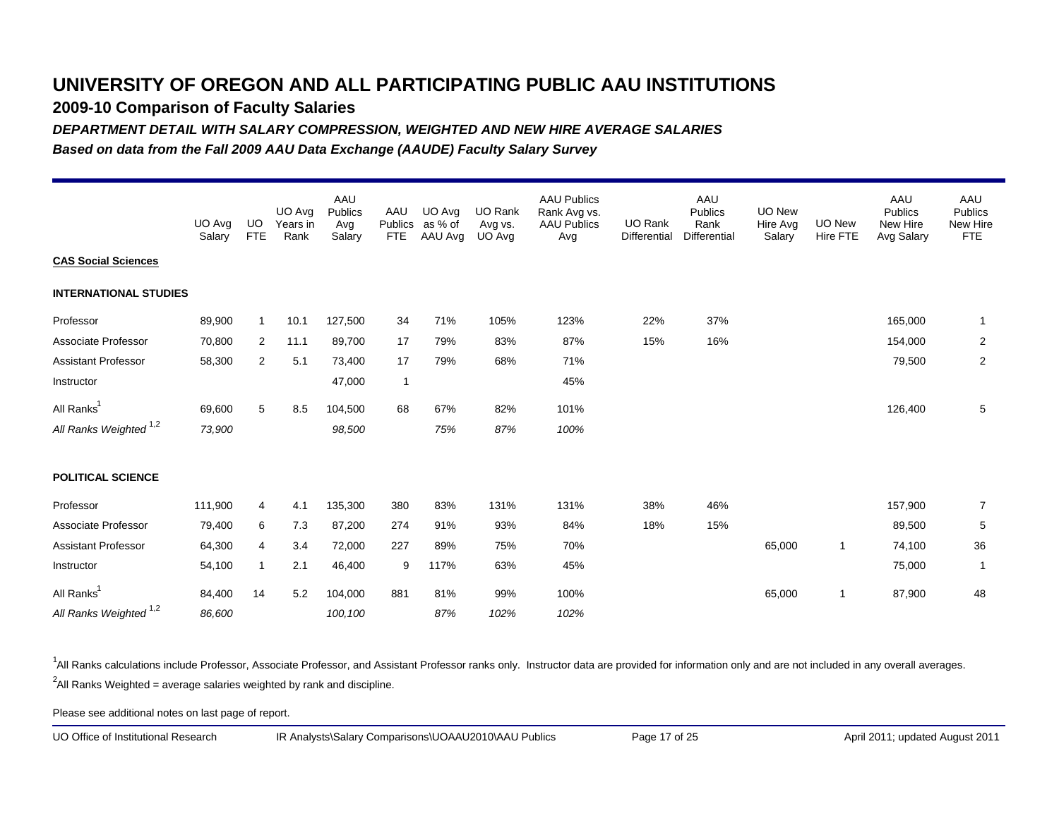# UNIVERSITY OF OREGON AND ALL PARTICIPATING PUBLIC AAU INSTITUTIONS

## 2009-10 Comparison of Faculty Salaries

***DEPARTMENT DETAIL WITH SALARY COMPRESSION, WEIGHTED AND NEW HIRE AVERAGE SALARIES***

***Based on data from the Fall 2009 AAU Data Exchange (AAUDE) Faculty Salary Survey***

| | UO Avg Salary | UO FTE | UO Avg Years in Rank | AAU Publics Avg Salary | AAU Publics FTE | UO Avg as % of AAU Avg | UO Rank Avg vs. UO Avg | AAU Publics Rank Avg vs. AAU Publics Avg | UO Rank Differential | AAU Publics Rank Differential | UO New Hire Avg Salary | UO New Hire FTE | AAU Publics New Hire Avg Salary | AAU Publics New Hire FTE |
|---|---|---|---|---|---|---|---|---|---|---|---|---|---|---|
| **CAS Social Sciences** | | | | | | | | | | | | | | |
| **INTERNATIONAL STUDIES** | | | | | | | | | | | | | | |
| Professor | 89,900 | 1 | 10.1 | 127,500 | 34 | 71% | 105% | 123% | 22% | 37% | | | 165,000 | 1 |
| Associate Professor | 70,800 | 2 | 11.1 | 89,700 | 17 | 79% | 83% | 87% | 15% | 16% | | | 154,000 | 2 |
| Assistant Professor | 58,300 | 2 | 5.1 | 73,400 | 17 | 79% | 68% | 71% | | | | | 79,500 | 2 |
| Instructor | | | | 47,000 | 1 | | | 45% | | | | | | |
| All Ranks[1] | 69,600 | 5 | 8.5 | 104,500 | 68 | 67% | 82% | 101% | | | | | 126,400 | 5 |
| *All Ranks Weighted [1,2]* | *73,900* | | | *98,500* | | *75%* | *87%* | *100%* | | | | | | |
| **POLITICAL SCIENCE** | | | | | | | | | | | | | | |
| Professor | 111,900 | 4 | 4.1 | 135,300 | 380 | 83% | 131% | 131% | 38% | 46% | | | 157,900 | 7 |
| Associate Professor | 79,400 | 6 | 7.3 | 87,200 | 274 | 91% | 93% | 84% | 18% | 15% | | | 89,500 | 5 |
| Assistant Professor | 64,300 | 4 | 3.4 | 72,000 | 227 | 89% | 75% | 70% | | | 65,000 | 1 | 74,100 | 36 |
| Instructor | 54,100 | 1 | 2.1 | 46,400 | 9 | 117% | 63% | 45% | | | | | 75,000 | 1 |
| All Ranks[1] | 84,400 | 14 | 5.2 | 104,000 | 881 | 81% | 99% | 100% | | | 65,000 | 1 | 87,900 | 48 |
| *All Ranks Weighted [1,2]* | *86,600* | | | *100,100* | | *87%* | *102%* | *102%* | | | | | | |

[1]All Ranks calculations include Professor, Associate Professor, and Assistant Professor ranks only. Instructor data are provided for information only and are not included in any overall averages.

[2]All Ranks Weighted = average salaries weighted by rank and discipline.

Please see additional notes on last page of report.

UO Office of Institutional Research IR Analysts\Salary Comparisons\UOAAU2010\AAU Publics April 2011; updated August 2011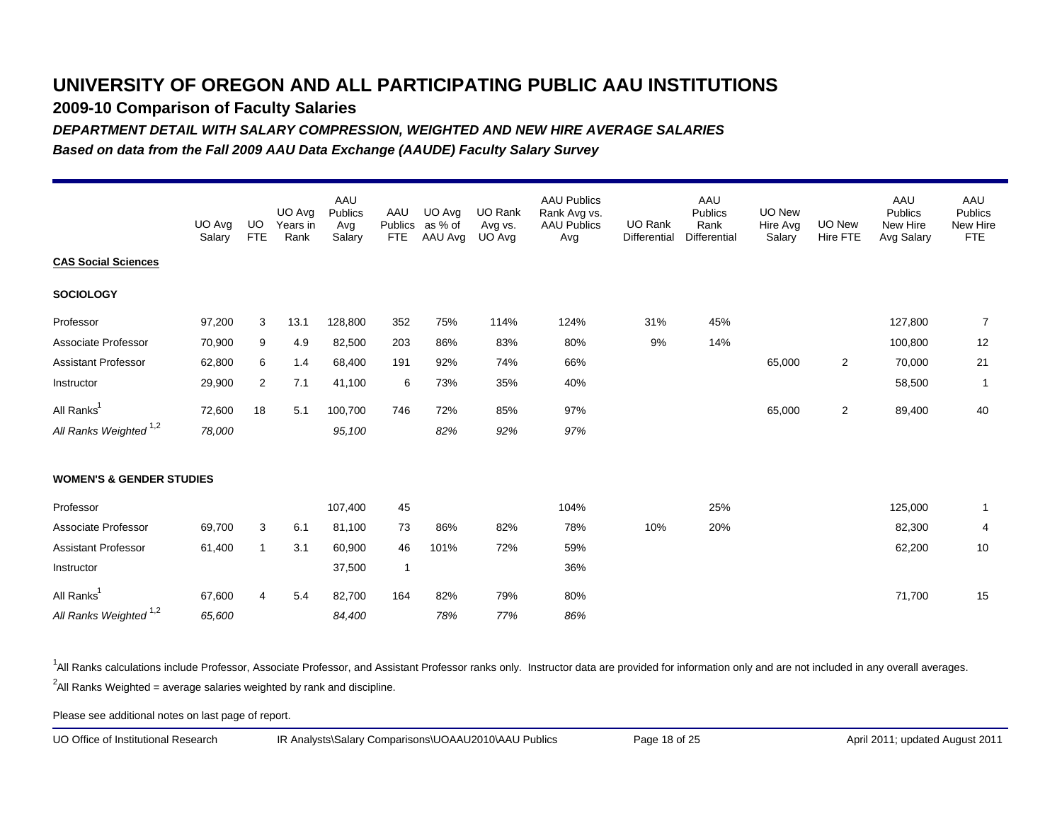# UNIVERSITY OF OREGON AND ALL PARTICIPATING PUBLIC AAU INSTITUTIONS

## 2009-10 Comparison of Faculty Salaries

***DEPARTMENT DETAIL WITH SALARY COMPRESSION, WEIGHTED AND NEW HIRE AVERAGE SALARIES***

***Based on data from the Fall 2009 AAU Data Exchange (AAUDE) Faculty Salary Survey***

| | UO Avg Salary | UO FTE | UO Avg Years in Rank | AAU Publics Avg Salary | AAU Publics FTE | UO Avg as % of AAU Avg | UO Rank Avg vs. UO Avg | AAU Publics Rank Avg vs. AAU Publics Avg | UO Rank Differential | AAU Publics Rank Differential | UO New Hire Avg Salary | UO New Hire FTE | AAU Publics New Hire Avg Salary | AAU Publics New Hire FTE |
|---|---|---|---|---|---|---|---|---|---|---|---|---|---|---|
| **CAS Social Sciences** | | | | | | | | | | | | | | |
| **SOCIOLOGY** | | | | | | | | | | | | | | |
| Professor | 97,200 | 3 | 13.1 | 128,800 | 352 | 75% | 114% | 124% | 31% | 45% | | | 127,800 | 7 |
| Associate Professor | 70,900 | 9 | 4.9 | 82,500 | 203 | 86% | 83% | 80% | 9% | 14% | | | 100,800 | 12 |
| Assistant Professor | 62,800 | 6 | 1.4 | 68,400 | 191 | 92% | 74% | 66% | | | 65,000 | 2 | 70,000 | 21 |
| Instructor | 29,900 | 2 | 7.1 | 41,100 | 6 | 73% | 35% | 40% | | | | | 58,500 | 1 |
| All Ranks[1] | 72,600 | 18 | 5.1 | 100,700 | 746 | 72% | 85% | 97% | | | 65,000 | 2 | 89,400 | 40 |
| *All Ranks Weighted [1,2]* | *78,000* | | | *95,100* | | *82%* | *92%* | *97%* | | | | | | |
| **WOMEN'S & GENDER STUDIES** | | | | | | | | | | | | | | |
| Professor | | | | 107,400 | 45 | | | 104% | | 25% | | | 125,000 | 1 |
| Associate Professor | 69,700 | 3 | 6.1 | 81,100 | 73 | 86% | 82% | 78% | 10% | 20% | | | 82,300 | 4 |
| Assistant Professor | 61,400 | 1 | 3.1 | 60,900 | 46 | 101% | 72% | 59% | | | | | 62,200 | 10 |
| Instructor | | | | 37,500 | 1 | | | 36% | | | | | | |
| All Ranks[1] | 67,600 | 4 | 5.4 | 82,700 | 164 | 82% | 79% | 80% | | | | | 71,700 | 15 |
| *All Ranks Weighted [1,2]* | *65,600* | | | *84,400* | | *78%* | *77%* | *86%* | | | | | | |

[1]All Ranks calculations include Professor, Associate Professor, and Assistant Professor ranks only. Instructor data are provided for information only and are not included in any overall averages.

[2]All Ranks Weighted = average salaries weighted by rank and discipline.

Please see additional notes on last page of report.

UO Office of Institutional Research IR Analysts\Salary Comparisons\UOAAU2010\AAU Publics April 2011; updated August 2011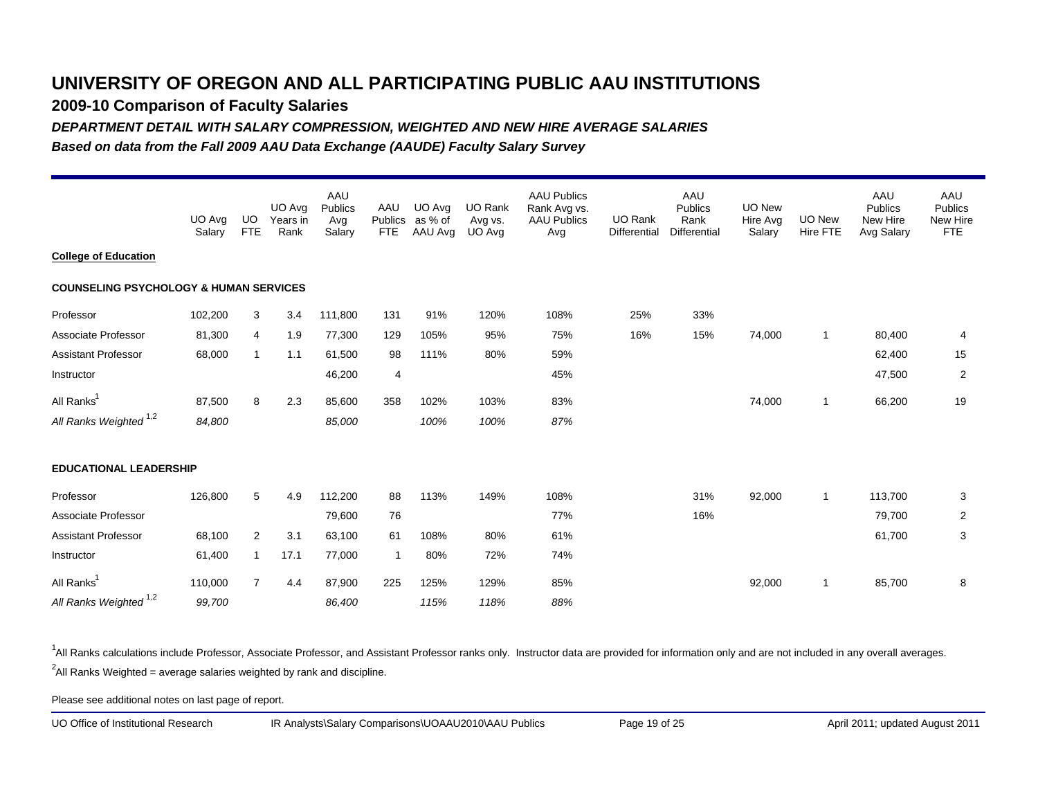# UNIVERSITY OF OREGON AND ALL PARTICIPATING PUBLIC AAU INSTITUTIONS

## 2009-10 Comparison of Faculty Salaries

### *DEPARTMENT DETAIL WITH SALARY COMPRESSION, WEIGHTED AND NEW HIRE AVERAGE SALARIES*

***Based on data from the Fall 2009 AAU Data Exchange (AAUDE) Faculty Salary Survey***

| | UO Avg Salary | UO FTE | UO Avg Years in Rank | AAU Publics Avg Salary | AAU Publics FTE | UO Avg as % of AAU Avg | UO Rank Avg vs. UO Avg | AAU Publics Rank Avg vs. AAU Publics Avg | UO Rank Differential | AAU Publics Rank Differential | UO New Hire Avg Salary | UO New Hire FTE | AAU Publics New Hire Avg Salary | AAU Publics New Hire FTE |
|---|---|---|---|---|---|---|---|---|---|---|---|---|---|---|
| **College of Education** | | | | | | | | | | | | | | |
| **COUNSELING PSYCHOLOGY & HUMAN SERVICES** | | | | | | | | | | | | | | |
| Professor | 102,200 | 3 | 3.4 | 111,800 | 131 | 91% | 120% | 108% | 25% | 33% | | | | |
| Associate Professor | 81,300 | 4 | 1.9 | 77,300 | 129 | 105% | 95% | 75% | 16% | 15% | 74,000 | 1 | 80,400 | 4 |
| Assistant Professor | 68,000 | 1 | 1.1 | 61,500 | 98 | 111% | 80% | 59% | | | | | 62,400 | 15 |
| Instructor | | | | 46,200 | 4 | | | 45% | | | | | 47,500 | 2 |
| All Ranks[1] | 87,500 | 8 | 2.3 | 85,600 | 358 | 102% | 103% | 83% | | | 74,000 | 1 | 66,200 | 19 |
| *All Ranks Weighted [1,2]* | *84,800* | | | *85,000* | | *100%* | *100%* | *87%* | | | | | | |
| **EDUCATIONAL LEADERSHIP** | | | | | | | | | | | | | | |
| Professor | 126,800 | 5 | 4.9 | 112,200 | 88 | 113% | 149% | 108% | | 31% | 92,000 | 1 | 113,700 | 3 |
| Associate Professor | | | | 79,600 | 76 | | | 77% | | 16% | | | 79,700 | 2 |
| Assistant Professor | 68,100 | 2 | 3.1 | 63,100 | 61 | 108% | 80% | 61% | | | | | 61,700 | 3 |
| Instructor | 61,400 | 1 | 17.1 | 77,000 | 1 | 80% | 72% | 74% | | | | | | |
| All Ranks[1] | 110,000 | 7 | 4.4 | 87,900 | 225 | 125% | 129% | 85% | | | 92,000 | 1 | 85,700 | 8 |
| *All Ranks Weighted [1,2]* | *99,700* | | | *86,400* | | *115%* | *118%* | *88%* | | | | | | |

[1]All Ranks calculations include Professor, Associate Professor, and Assistant Professor ranks only. Instructor data are provided for information only and are not included in any overall averages.

[2]All Ranks Weighted = average salaries weighted by rank and discipline.

Please see additional notes on last page of report.

UO Office of Institutional Research IR Analysts\Salary Comparisons\UOAAU2010\AAU Publics April 2011; updated August 2011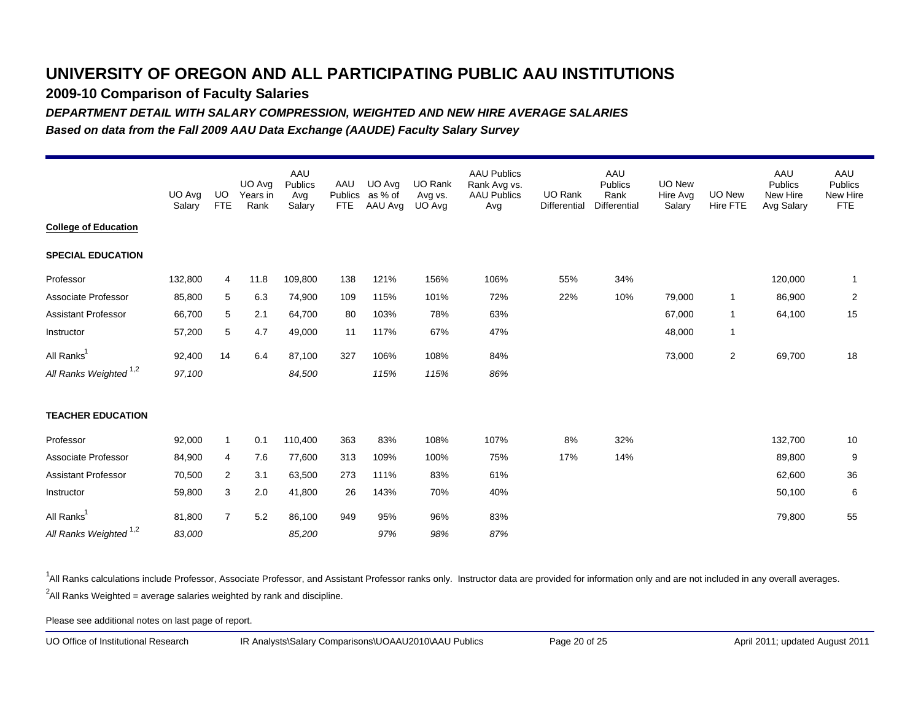# UNIVERSITY OF OREGON AND ALL PARTICIPATING PUBLIC AAU INSTITUTIONS

## 2009-10 Comparison of Faculty Salaries

***DEPARTMENT DETAIL WITH SALARY COMPRESSION, WEIGHTED AND NEW HIRE AVERAGE SALARIES***

***Based on data from the Fall 2009 AAU Data Exchange (AAUDE) Faculty Salary Survey***

| | UO Avg Salary | UO FTE | UO Avg Years in Rank | AAU Publics Avg Salary | AAU Publics FTE | UO Avg as % of AAU Avg | UO Rank Avg vs. UO Avg | AAU Publics Rank Avg vs. AAU Publics Avg | UO Rank Differential | AAU Publics Rank Differential | UO New Hire Avg Salary | UO New Hire FTE | AAU Publics New Hire Avg Salary | AAU Publics New Hire FTE |
|---|---|---|---|---|---|---|---|---|---|---|---|---|---|---|
| **College of Education** | | | | | | | | | | | | | | |
| **SPECIAL EDUCATION** | | | | | | | | | | | | | | |
| Professor | 132,800 | 4 | 11.8 | 109,800 | 138 | 121% | 156% | 106% | 55% | 34% | | | 120,000 | 1 |
| Associate Professor | 85,800 | 5 | 6.3 | 74,900 | 109 | 115% | 101% | 72% | 22% | 10% | 79,000 | 1 | 86,900 | 2 |
| Assistant Professor | 66,700 | 5 | 2.1 | 64,700 | 80 | 103% | 78% | 63% | | | 67,000 | 1 | 64,100 | 15 |
| Instructor | 57,200 | 5 | 4.7 | 49,000 | 11 | 117% | 67% | 47% | | | 48,000 | 1 | | |
| All Ranks[1] | 92,400 | 14 | 6.4 | 87,100 | 327 | 106% | 108% | 84% | | | 73,000 | 2 | 69,700 | 18 |
| *All Ranks Weighted [1,2]* | *97,100* | | | *84,500* | | *115%* | *115%* | *86%* | | | | | | |
| **TEACHER EDUCATION** | | | | | | | | | | | | | | |
| Professor | 92,000 | 1 | 0.1 | 110,400 | 363 | 83% | 108% | 107% | 8% | 32% | | | 132,700 | 10 |
| Associate Professor | 84,900 | 4 | 7.6 | 77,600 | 313 | 109% | 100% | 75% | 17% | 14% | | | 89,800 | 9 |
| Assistant Professor | 70,500 | 2 | 3.1 | 63,500 | 273 | 111% | 83% | 61% | | | | | 62,600 | 36 |
| Instructor | 59,800 | 3 | 2.0 | 41,800 | 26 | 143% | 70% | 40% | | | | | 50,100 | 6 |
| All Ranks[1] | 81,800 | 7 | 5.2 | 86,100 | 949 | 95% | 96% | 83% | | | | | 79,800 | 55 |
| *All Ranks Weighted [1,2]* | *83,000* | | | *85,200* | | *97%* | *98%* | *87%* | | | | | | |

[1]All Ranks calculations include Professor, Associate Professor, and Assistant Professor ranks only. Instructor data are provided for information only and are not included in any overall averages.

[2]All Ranks Weighted = average salaries weighted by rank and discipline.

Please see additional notes on last page of report.

UO Office of Institutional Research IR Analysts\Salary Comparisons\UOAAU2010\AAU Publics April 2011; updated August 2011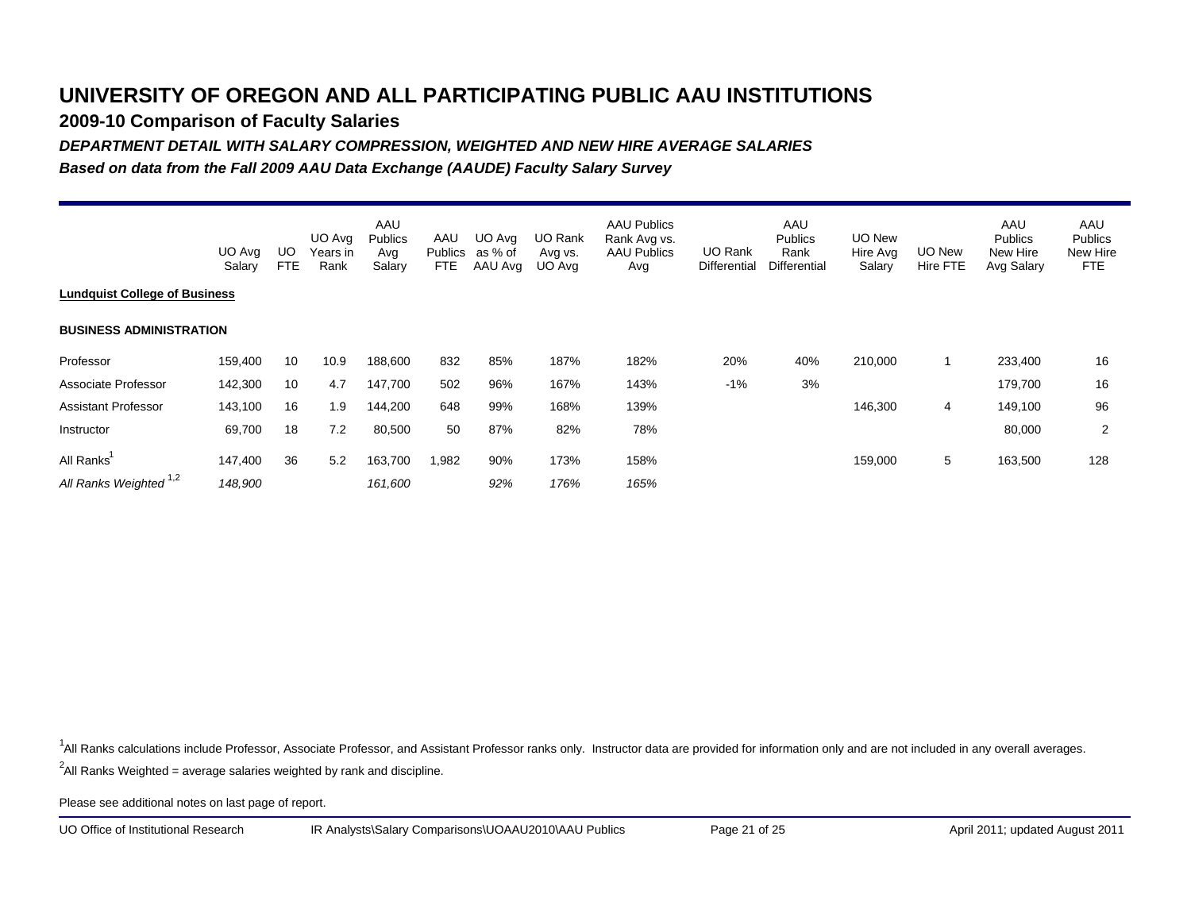# UNIVERSITY OF OREGON AND ALL PARTICIPATING PUBLIC AAU INSTITUTIONS

## 2009-10 Comparison of Faculty Salaries

### *DEPARTMENT DETAIL WITH SALARY COMPRESSION, WEIGHTED AND NEW HIRE AVERAGE SALARIES*

***Based on data from the Fall 2009 AAU Data Exchange (AAUDE) Faculty Salary Survey***

| | UO Avg Salary | UO FTE | UO Avg Years in Rank | AAU Publics Avg Salary | AAU Publics FTE | UO Avg as % of AAU Avg | UO Rank Avg vs. UO Avg | AAU Publics Rank Avg vs. AAU Publics Avg | UO Rank Differential | AAU Publics Rank Differential | UO New Hire Avg Salary | UO New Hire FTE | AAU Publics New Hire Avg Salary | AAU Publics New Hire FTE |
|---|---|---|---|---|---|---|---|---|---|---|---|---|---|---|
| **Lundquist College of Business** | | | | | | | | | | | | | | |
| **BUSINESS ADMINISTRATION** | | | | | | | | | | | | | | |
| Professor | 159,400 | 10 | 10.9 | 188,600 | 832 | 85% | 187% | 182% | 20% | 40% | 210,000 | 1 | 233,400 | 16 |
| Associate Professor | 142,300 | 10 | 4.7 | 147,700 | 502 | 96% | 167% | 143% | -1% | 3% | | | 179,700 | 16 |
| Assistant Professor | 143,100 | 16 | 1.9 | 144,200 | 648 | 99% | 168% | 139% | | | 146,300 | 4 | 149,100 | 96 |
| Instructor | 69,700 | 18 | 7.2 | 80,500 | 50 | 87% | 82% | 78% | | | | | 80,000 | 2 |
| All Ranks[1] | 147,400 | 36 | 5.2 | 163,700 | 1,982 | 90% | 173% | 158% | | | 159,000 | 5 | 163,500 | 128 |
| *All Ranks Weighted [1,2]* | *148,900* | | | *161,600* | | *92%* | *176%* | *165%* | | | | | | |

[1]All Ranks calculations include Professor, Associate Professor, and Assistant Professor ranks only. Instructor data are provided for information only and are not included in any overall averages.

[2]All Ranks Weighted = average salaries weighted by rank and discipline.

Please see additional notes on last page of report.

UO Office of Institutional Research | IR Analysts\Salary Comparisons\UOAAU2010\AAU Publics | April 2011; updated August 2011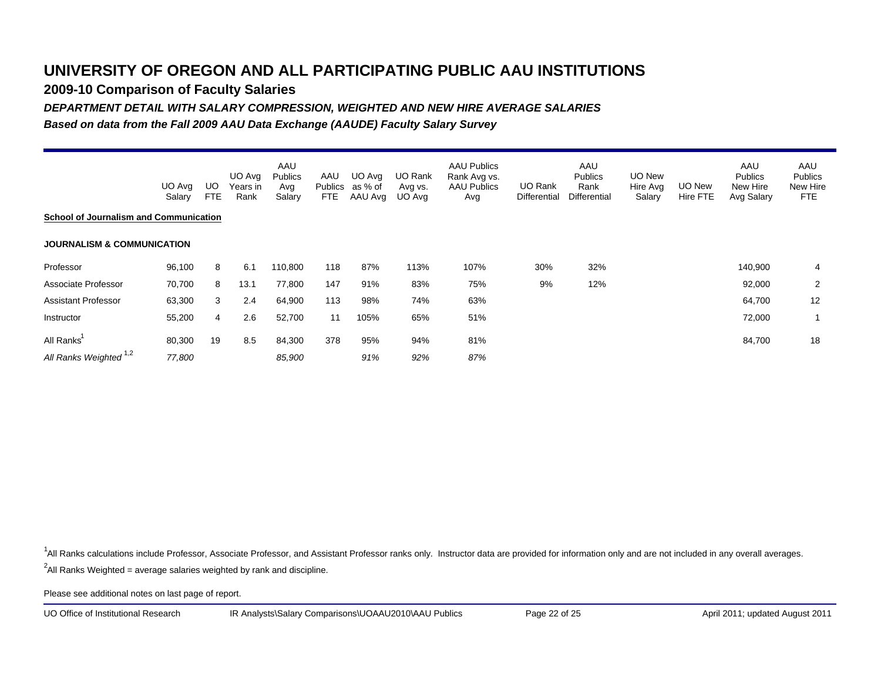# UNIVERSITY OF OREGON AND ALL PARTICIPATING PUBLIC AAU INSTITUTIONS

## 2009-10 Comparison of Faculty Salaries

### *DEPARTMENT DETAIL WITH SALARY COMPRESSION, WEIGHTED AND NEW HIRE AVERAGE SALARIES*

### *Based on data from the Fall 2009 AAU Data Exchange (AAUDE) Faculty Salary Survey*

| | UO Avg Salary | UO FTE | UO Avg Years in Rank | AAU Publics Avg Salary | AAU Publics FTE | UO Avg as % of AAU Avg | UO Rank Avg vs. UO Avg | AAU Publics Rank Avg vs. AAU Publics Avg | UO Rank Differential | AAU Publics Rank Differential | UO New Hire Avg Salary | UO New Hire FTE | AAU Publics New Hire Avg Salary | AAU Publics New Hire FTE |
|---|---|---|---|---|---|---|---|---|---|---|---|---|---|---|
| **School of Journalism and Communication** | | | | | | | | | | | | | | |
| **JOURNALISM & COMMUNICATION** | | | | | | | | | | | | | | |
| Professor | 96,100 | 8 | 6.1 | 110,800 | 118 | 87% | 113% | 107% | 30% | 32% | | | 140,900 | 4 |
| Associate Professor | 70,700 | 8 | 13.1 | 77,800 | 147 | 91% | 83% | 75% | 9% | 12% | | | 92,000 | 2 |
| Assistant Professor | 63,300 | 3 | 2.4 | 64,900 | 113 | 98% | 74% | 63% | | | | | 64,700 | 12 |
| Instructor | 55,200 | 4 | 2.6 | 52,700 | 11 | 105% | 65% | 51% | | | | | 72,000 | 1 |
| All Ranks[1] | 80,300 | 19 | 8.5 | 84,300 | 378 | 95% | 94% | 81% | | | | | 84,700 | 18 |
| *All Ranks Weighted [1,2]* | *77,800* | | | *85,900* | | *91%* | *92%* | *87%* | | | | | | |

[1]All Ranks calculations include Professor, Associate Professor, and Assistant Professor ranks only. Instructor data are provided for information only and are not included in any overall averages.

[2]All Ranks Weighted = average salaries weighted by rank and discipline.

Please see additional notes on last page of report.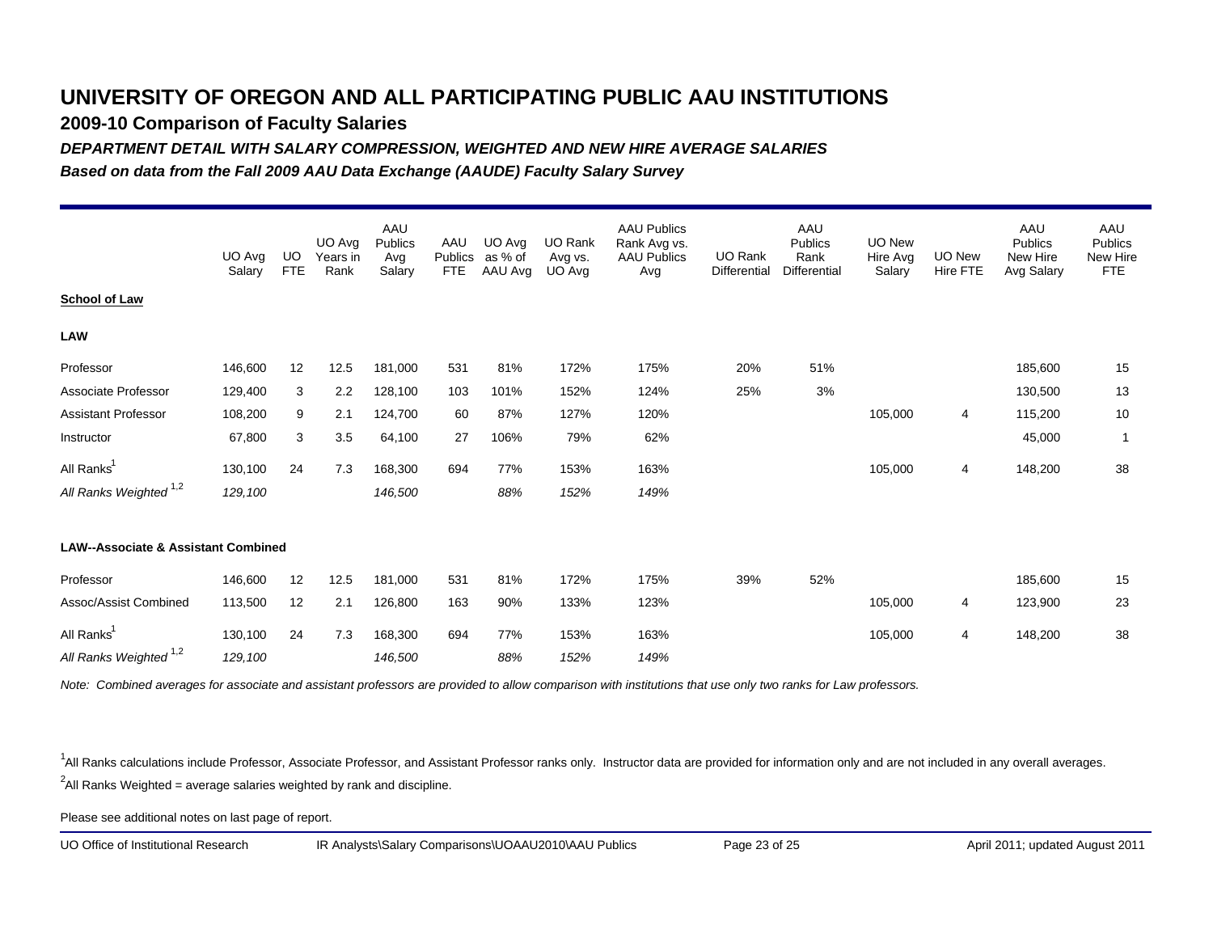# UNIVERSITY OF OREGON AND ALL PARTICIPATING PUBLIC AAU INSTITUTIONS

## 2009-10 Comparison of Faculty Salaries

### *DEPARTMENT DETAIL WITH SALARY COMPRESSION, WEIGHTED AND NEW HIRE AVERAGE SALARIES*

***Based on data from the Fall 2009 AAU Data Exchange (AAUDE) Faculty Salary Survey***

| | UO Avg Salary | UO FTE | UO Avg Years in Rank | AAU Publics Avg Salary | AAU Publics FTE | UO Avg as % of AAU Avg | UO Rank Avg vs. UO Avg | AAU Publics Rank Avg vs. AAU Publics Avg | UO Rank Differential | AAU Publics Rank Differential | UO New Hire Avg Salary | UO New Hire FTE | AAU Publics New Hire Avg Salary | AAU Publics New Hire FTE |
|---|---|---|---|---|---|---|---|---|---|---|---|---|---|---|
| **School of Law** | | | | | | | | | | | | | | |
| **LAW** | | | | | | | | | | | | | | |
| Professor | 146,600 | 12 | 12.5 | 181,000 | 531 | 81% | 172% | 175% | 20% | 51% | | | 185,600 | 15 |
| Associate Professor | 129,400 | 3 | 2.2 | 128,100 | 103 | 101% | 152% | 124% | 25% | 3% | | | 130,500 | 13 |
| Assistant Professor | 108,200 | 9 | 2.1 | 124,700 | 60 | 87% | 127% | 120% | | | 105,000 | 4 | 115,200 | 10 |
| Instructor | 67,800 | 3 | 3.5 | 64,100 | 27 | 106% | 79% | 62% | | | | | 45,000 | 1 |
| All Ranks[1] | 130,100 | 24 | 7.3 | 168,300 | 694 | 77% | 153% | 163% | | | 105,000 | 4 | 148,200 | 38 |
| *All Ranks Weighted [1,2]* | *129,100* | | | *146,500* | | *88%* | *152%* | *149%* | | | | | | |
| **LAW--Associate & Assistant Combined** | | | | | | | | | | | | | | |
| Professor | 146,600 | 12 | 12.5 | 181,000 | 531 | 81% | 172% | 175% | 39% | 52% | | | 185,600 | 15 |
| Assoc/Assist Combined | 113,500 | 12 | 2.1 | 126,800 | 163 | 90% | 133% | 123% | | | 105,000 | 4 | 123,900 | 23 |
| All Ranks[1] | 130,100 | 24 | 7.3 | 168,300 | 694 | 77% | 153% | 163% | | | 105,000 | 4 | 148,200 | 38 |
| *All Ranks Weighted [1,2]* | *129,100* | | | *146,500* | | *88%* | *152%* | *149%* | | | | | | |

*Note: Combined averages for associate and assistant professors are provided to allow comparison with institutions that use only two ranks for Law professors.*

[1]All Ranks calculations include Professor, Associate Professor, and Assistant Professor ranks only. Instructor data are provided for information only and are not included in any overall averages.

[2]All Ranks Weighted = average salaries weighted by rank and discipline.

Please see additional notes on last page of report.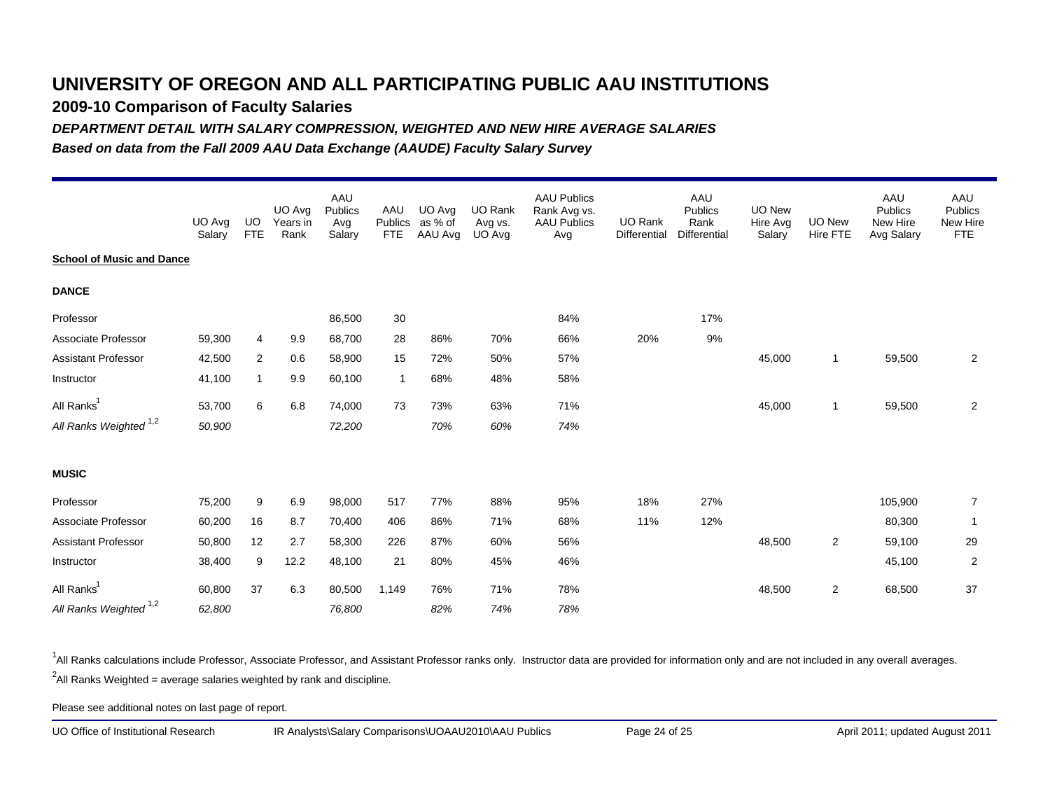# UNIVERSITY OF OREGON AND ALL PARTICIPATING PUBLIC AAU INSTITUTIONS

## 2009-10 Comparison of Faculty Salaries

***DEPARTMENT DETAIL WITH SALARY COMPRESSION, WEIGHTED AND NEW HIRE AVERAGE SALARIES***

***Based on data from the Fall 2009 AAU Data Exchange (AAUDE) Faculty Salary Survey***

| | UO Avg Salary | UO FTE | UO Avg Years in Rank | AAU Publics Avg Salary | AAU Publics FTE | UO Avg as % of AAU Avg | UO Rank Avg vs. UO Avg | AAU Publics Rank Avg vs. AAU Publics Avg | UO Rank Differential | AAU Publics Rank Differential | UO New Hire Avg Salary | UO New Hire FTE | AAU Publics New Hire Avg Salary | AAU Publics New Hire FTE |
|---|---|---|---|---|---|---|---|---|---|---|---|---|---|---|
| **School of Music and Dance** | | | | | | | | | | | | | | |
| **DANCE** | | | | | | | | | | | | | | |
| Professor | | | | 86,500 | 30 | | | 84% | | 17% | | | | |
| Associate Professor | 59,300 | 4 | 9.9 | 68,700 | 28 | 86% | 70% | 66% | 20% | 9% | | | | |
| Assistant Professor | 42,500 | 2 | 0.6 | 58,900 | 15 | 72% | 50% | 57% | | | 45,000 | 1 | 59,500 | 2 |
| Instructor | 41,100 | 1 | 9.9 | 60,100 | 1 | 68% | 48% | 58% | | | | | | |
| All Ranks[1] | 53,700 | 6 | 6.8 | 74,000 | 73 | 73% | 63% | 71% | | | 45,000 | 1 | 59,500 | 2 |
| *All Ranks Weighted [1,2]* | *50,900* | | | *72,200* | | *70%* | *60%* | *74%* | | | | | | |
| **MUSIC** | | | | | | | | | | | | | | |
| Professor | 75,200 | 9 | 6.9 | 98,000 | 517 | 77% | 88% | 95% | 18% | 27% | | | 105,900 | 7 |
| Associate Professor | 60,200 | 16 | 8.7 | 70,400 | 406 | 86% | 71% | 68% | 11% | 12% | | | 80,300 | 1 |
| Assistant Professor | 50,800 | 12 | 2.7 | 58,300 | 226 | 87% | 60% | 56% | | | 48,500 | 2 | 59,100 | 29 |
| Instructor | 38,400 | 9 | 12.2 | 48,100 | 21 | 80% | 45% | 46% | | | | | 45,100 | 2 |
| All Ranks[1] | 60,800 | 37 | 6.3 | 80,500 | 1,149 | 76% | 71% | 78% | | | 48,500 | 2 | 68,500 | 37 |
| *All Ranks Weighted [1,2]* | *62,800* | | | *76,800* | | *82%* | *74%* | *78%* | | | | | | |

[1]All Ranks calculations include Professor, Associate Professor, and Assistant Professor ranks only. Instructor data are provided for information only and are not included in any overall averages.

[2]All Ranks Weighted = average salaries weighted by rank and discipline.

Please see additional notes on last page of report.

UO Office of Institutional Research IR Analysts\Salary Comparisons\UOAAU2010\AAU Publics April 2011; updated August 2011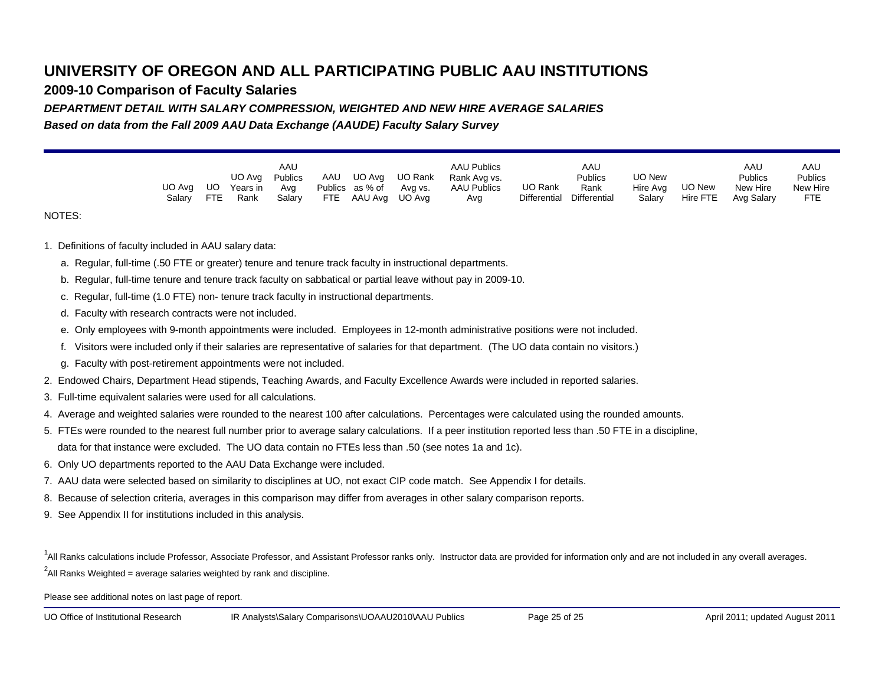# UNIVERSITY OF OREGON AND ALL PARTICIPATING PUBLIC AAU INSTITUTIONS

## 2009-10 Comparison of Faculty Salaries

### *DEPARTMENT DETAIL WITH SALARY COMPRESSION, WEIGHTED AND NEW HIRE AVERAGE SALARIES*

***Based on data from the Fall 2009 AAU Data Exchange (AAUDE) Faculty Salary Survey***

| | UO Avg Salary | UO FTE | UO Avg Years in Rank | AAU Publics Avg Salary | AAU Publics FTE | UO Avg as % of AAU Avg | UO Rank Avg vs. UO Avg | AAU Publics Rank Avg vs. AAU Publics Avg | UO Rank Differential | AAU Publics Rank Differential | UO New Hire Avg Salary | UO New Hire FTE | AAU Publics New Hire Avg Salary | AAU Publics New Hire FTE |
|---|---|---|---|---|---|---|---|---|---|---|---|---|---|---|

NOTES:

1. Definitions of faculty included in AAU salary data:
   a. Regular, full-time (.50 FTE or greater) tenure and tenure track faculty in instructional departments.
   b. Regular, full-time tenure and tenure track faculty on sabbatical or partial leave without pay in 2009-10.
   c. Regular, full-time (1.0 FTE) non- tenure track faculty in instructional departments.
   d. Faculty with research contracts were not included.
   e. Only employees with 9-month appointments were included. Employees in 12-month administrative positions were not included.
   f. Visitors were included only if their salaries are representative of salaries for that department. (The UO data contain no visitors.)
   g. Faculty with post-retirement appointments were not included.
2. Endowed Chairs, Department Head stipends, Teaching Awards, and Faculty Excellence Awards were included in reported salaries.
3. Full-time equivalent salaries were used for all calculations.
4. Average and weighted salaries were rounded to the nearest 100 after calculations. Percentages were calculated using the rounded amounts.
5. FTEs were rounded to the nearest full number prior to average salary calculations. If a peer institution reported less than .50 FTE in a discipline, data for that instance were excluded. The UO data contain no FTEs less than .50 (see notes 1a and 1c).
6. Only UO departments reported to the AAU Data Exchange were included.
7. AAU data were selected based on similarity to disciplines at UO, not exact CIP code match. See Appendix I for details.
8. Because of selection criteria, averages in this comparison may differ from averages in other salary comparison reports.
9. See Appendix II for institutions included in this analysis.

[1]All Ranks calculations include Professor, Associate Professor, and Assistant Professor ranks only. Instructor data are provided for information only and are not included in any overall averages.

[2]All Ranks Weighted = average salaries weighted by rank and discipline.

Please see additional notes on last page of report.

UO Office of Institutional Research IR Analysts\Salary Comparisons\UOAAU2010\AAU Publics April 2011; updated August 2011